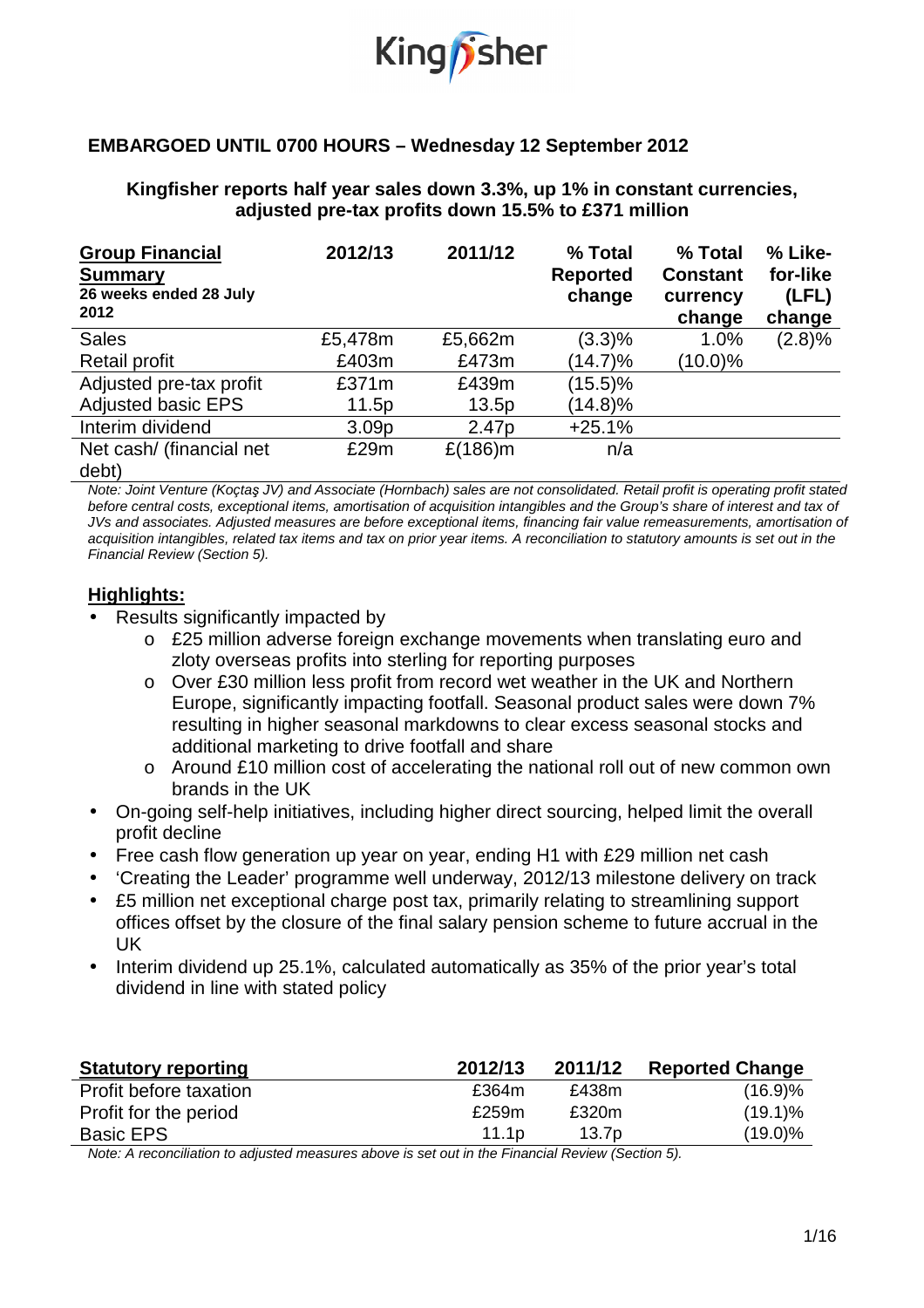**EMBARGOED UNTIL 0700 HOURS – Wednesday 12 September 2012**

**Kingfisher reports half year sales down 3.3%, up 1% in constant currencies, adjusted pre-tax profits down 15.5% to £371 million**

| **Group Financial Summary** 26 weeks ended 28 July 2012 | 2012/13 | 2011/12 | % Total Reported change | % Total Constant currency change | % Like-for-like (LFL) change |
|---|---|---|---|---|---|
| Sales | £5,478m | £5,662m | (3.3)% | 1.0% | (2.8)% |
| Retail profit | £403m | £473m | (14.7)% | (10.0)% | |
| Adjusted pre-tax profit | £371m | £439m | (15.5)% | | |
| Adjusted basic EPS | 11.5p | 13.5p | (14.8)% | | |
| Interim dividend | 3.09p | 2.47p | +25.1% | | |
| Net cash/ (financial net debt) | £29m | £(186)m | n/a | | |

*Note: Joint Venture (Koçtaş JV) and Associate (Hornbach) sales are not consolidated. Retail profit is operating profit stated before central costs, exceptional items, amortisation of acquisition intangibles and the Group's share of interest and tax of JVs and associates. Adjusted measures are before exceptional items, financing fair value remeasurements, amortisation of acquisition intangibles, related tax items and tax on prior year items. A reconciliation to statutory amounts is set out in the Financial Review (Section 5).*

## Highlights:

- Results significantly impacted by
  - £25 million adverse foreign exchange movements when translating euro and zloty overseas profits into sterling for reporting purposes
  - Over £30 million less profit from record wet weather in the UK and Northern Europe, significantly impacting footfall. Seasonal product sales were down 7% resulting in higher seasonal markdowns to clear excess seasonal stocks and additional marketing to drive footfall and share
  - Around £10 million cost of accelerating the national roll out of new common own brands in the UK
- On-going self-help initiatives, including higher direct sourcing, helped limit the overall profit decline
- Free cash flow generation up year on year, ending H1 with £29 million net cash
- 'Creating the Leader' programme well underway, 2012/13 milestone delivery on track
- £5 million net exceptional charge post tax, primarily relating to streamlining support offices offset by the closure of the final salary pension scheme to future accrual in the UK
- Interim dividend up 25.1%, calculated automatically as 35% of the prior year's total dividend in line with stated policy

| **Statutory reporting** | 2012/13 | 2011/12 | Reported Change |
|---|---|---|---|
| Profit before taxation | £364m | £438m | (16.9)% |
| Profit for the period | £259m | £320m | (19.1)% |
| Basic EPS | 11.1p | 13.7p | (19.0)% |

*Note: A reconciliation to adjusted measures above is set out in the Financial Review (Section 5).*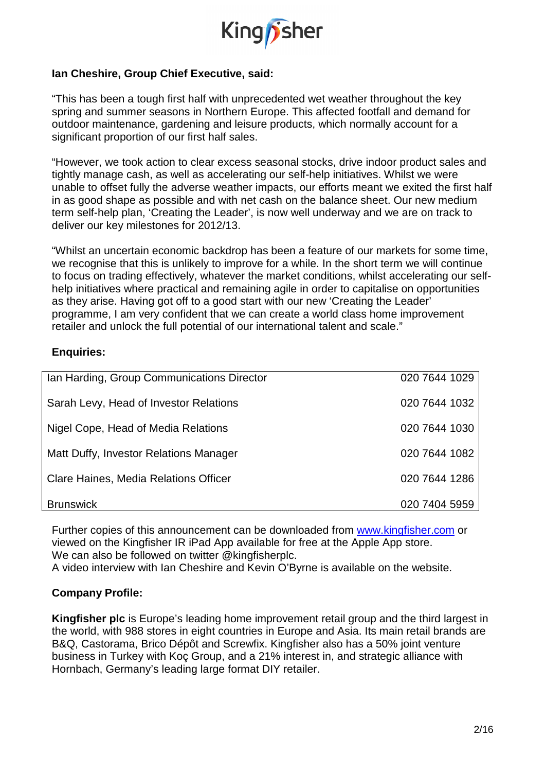**Ian Cheshire, Group Chief Executive, said:**

"This has been a tough first half with unprecedented wet weather throughout the key spring and summer seasons in Northern Europe. This affected footfall and demand for outdoor maintenance, gardening and leisure products, which normally account for a significant proportion of our first half sales.

"However, we took action to clear excess seasonal stocks, drive indoor product sales and tightly manage cash, as well as accelerating our self-help initiatives. Whilst we were unable to offset fully the adverse weather impacts, our efforts meant we exited the first half in as good shape as possible and with net cash on the balance sheet. Our new medium term self-help plan, 'Creating the Leader', is now well underway and we are on track to deliver our key milestones for 2012/13.

"Whilst an uncertain economic backdrop has been a feature of our markets for some time, we recognise that this is unlikely to improve for a while. In the short term we will continue to focus on trading effectively, whatever the market conditions, whilst accelerating our self-help initiatives where practical and remaining agile in order to capitalise on opportunities as they arise. Having got off to a good start with our new 'Creating the Leader' programme, I am very confident that we can create a world class home improvement retailer and unlock the full potential of our international talent and scale."

**Enquiries:**

| | |
|---|---|
| Ian Harding, Group Communications Director | 020 7644 1029 |
| Sarah Levy, Head of Investor Relations | 020 7644 1032 |
| Nigel Cope, Head of Media Relations | 020 7644 1030 |
| Matt Duffy, Investor Relations Manager | 020 7644 1082 |
| Clare Haines, Media Relations Officer | 020 7644 1286 |
| Brunswick | 020 7404 5959 |

Further copies of this announcement can be downloaded from www.kingfisher.com or viewed on the Kingfisher IR iPad App available for free at the Apple App store.
We can also be followed on twitter @kingfisherplc.
A video interview with Ian Cheshire and Kevin O'Byrne is available on the website.

**Company Profile:**

**Kingfisher plc** is Europe's leading home improvement retail group and the third largest in the world, with 988 stores in eight countries in Europe and Asia. Its main retail brands are B&Q, Castorama, Brico Dépôt and Screwfix. Kingfisher also has a 50% joint venture business in Turkey with Koç Group, and a 21% interest in, and strategic alliance with Hornbach, Germany's leading large format DIY retailer.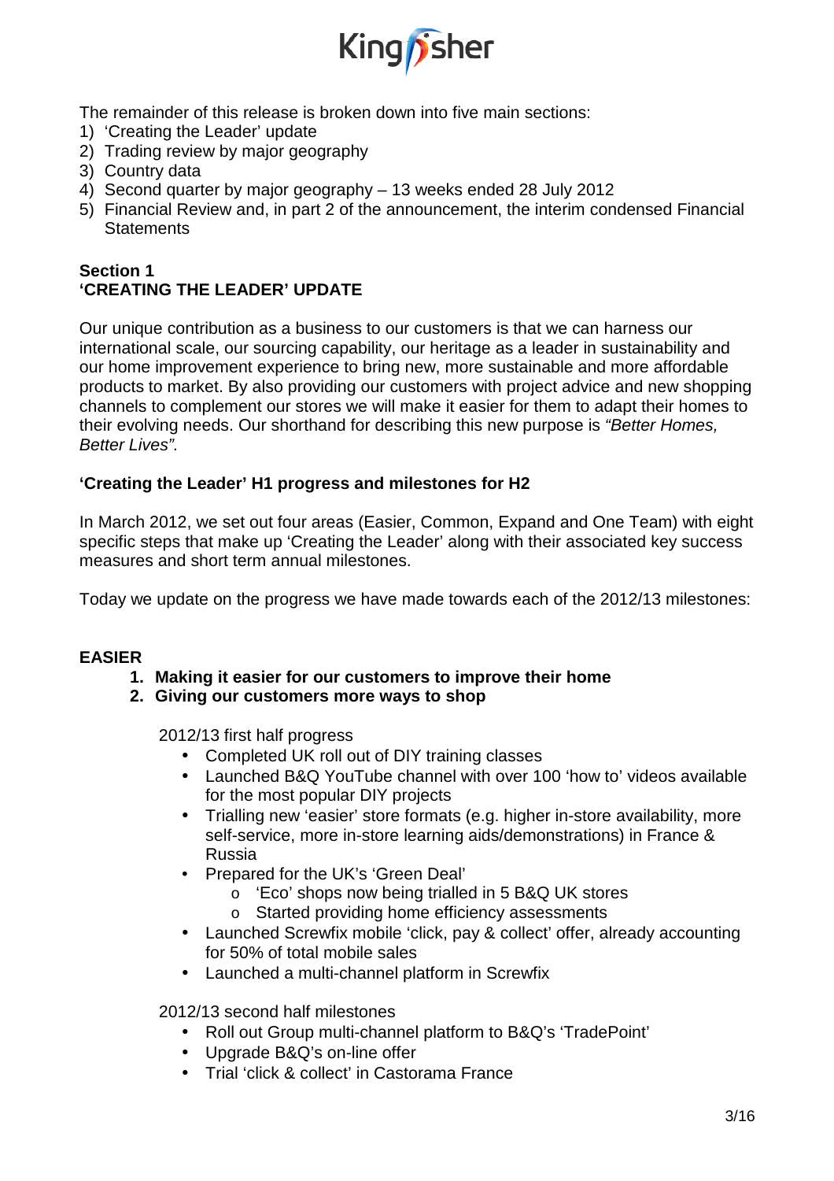The remainder of this release is broken down into five main sections:

1) 'Creating the Leader' update
2) Trading review by major geography
3) Country data
4) Second quarter by major geography – 13 weeks ended 28 July 2012
5) Financial Review and, in part 2 of the announcement, the interim condensed Financial Statements

## Section 1
## 'CREATING THE LEADER' UPDATE

Our unique contribution as a business to our customers is that we can harness our international scale, our sourcing capability, our heritage as a leader in sustainability and our home improvement experience to bring new, more sustainable and more affordable products to market. By also providing our customers with project advice and new shopping channels to complement our stores we will make it easier for them to adapt their homes to their evolving needs. Our shorthand for describing this new purpose is *"Better Homes, Better Lives".*

### 'Creating the Leader' H1 progress and milestones for H2

In March 2012, we set out four areas (Easier, Common, Expand and One Team) with eight specific steps that make up 'Creating the Leader' along with their associated key success measures and short term annual milestones.

Today we update on the progress we have made towards each of the 2012/13 milestones:

### EASIER

1. **Making it easier for our customers to improve their home**
2. **Giving our customers more ways to shop**

2012/13 first half progress

- Completed UK roll out of DIY training classes
- Launched B&Q YouTube channel with over 100 'how to' videos available for the most popular DIY projects
- Trialling new 'easier' store formats (e.g. higher in-store availability, more self-service, more in-store learning aids/demonstrations) in France & Russia
- Prepared for the UK's 'Green Deal'
    - 'Eco' shops now being trialled in 5 B&Q UK stores
    - Started providing home efficiency assessments
- Launched Screwfix mobile 'click, pay & collect' offer, already accounting for 50% of total mobile sales
- Launched a multi-channel platform in Screwfix

2012/13 second half milestones

- Roll out Group multi-channel platform to B&Q's 'TradePoint'
- Upgrade B&Q's on-line offer
- Trial 'click & collect' in Castorama France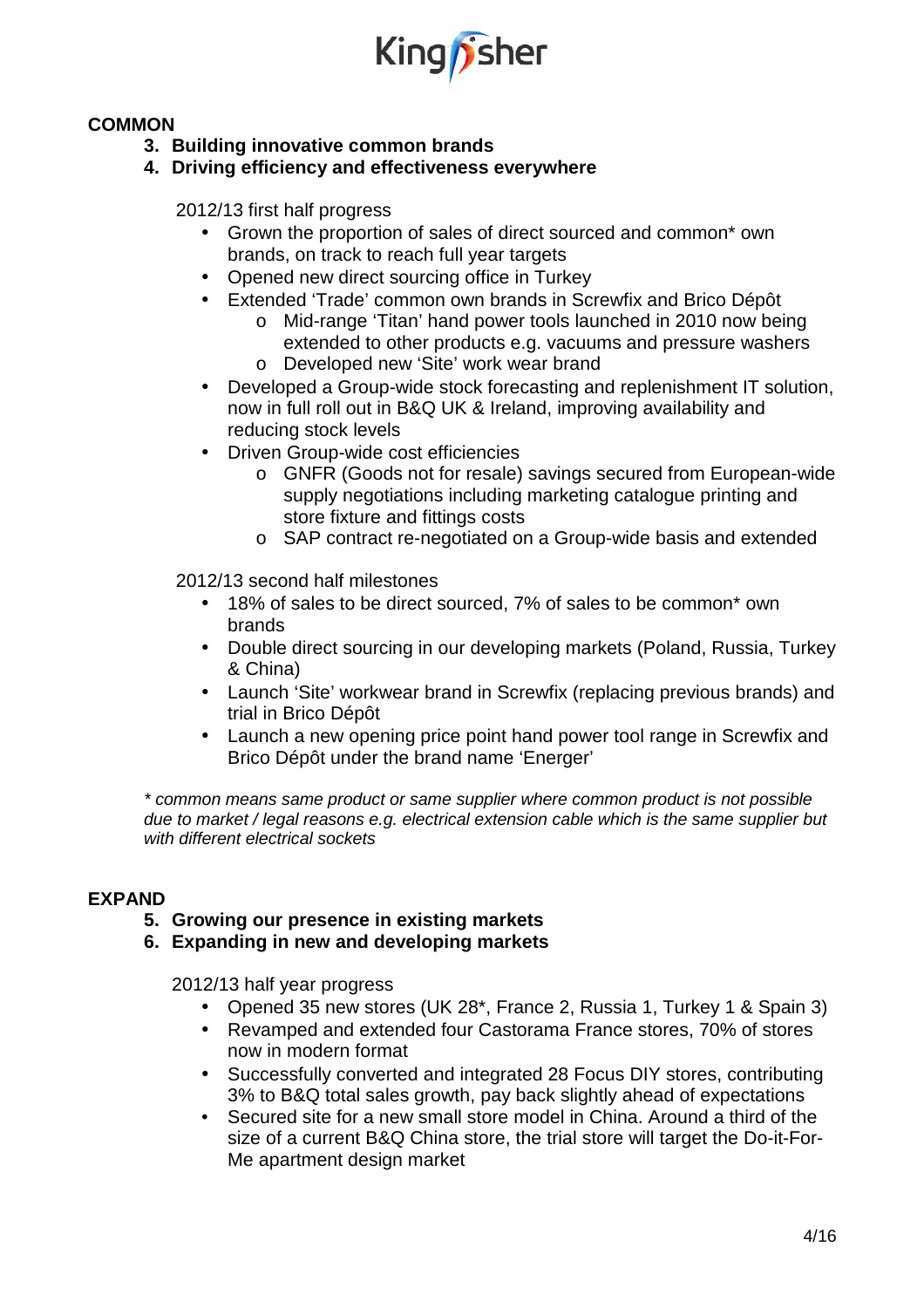**COMMON**

3. **Building innovative common brands**
4. **Driving efficiency and effectiveness everywhere**

2012/13 first half progress

- Grown the proportion of sales of direct sourced and common* own brands, on track to reach full year targets
- Opened new direct sourcing office in Turkey
- Extended 'Trade' common own brands in Screwfix and Brico Dépôt
  - Mid-range 'Titan' hand power tools launched in 2010 now being extended to other products e.g. vacuums and pressure washers
  - Developed new 'Site' work wear brand
- Developed a Group-wide stock forecasting and replenishment IT solution, now in full roll out in B&Q UK & Ireland, improving availability and reducing stock levels
- Driven Group-wide cost efficiencies
  - GNFR (Goods not for resale) savings secured from European-wide supply negotiations including marketing catalogue printing and store fixture and fittings costs
  - SAP contract re-negotiated on a Group-wide basis and extended

2012/13 second half milestones

- 18% of sales to be direct sourced, 7% of sales to be common* own brands
- Double direct sourcing in our developing markets (Poland, Russia, Turkey & China)
- Launch 'Site' workwear brand in Screwfix (replacing previous brands) and trial in Brico Dépôt
- Launch a new opening price point hand power tool range in Screwfix and Brico Dépôt under the brand name 'Energer'

*\* common means same product or same supplier where common product is not possible due to market / legal reasons e.g. electrical extension cable which is the same supplier but with different electrical sockets*

**EXPAND**

5. **Growing our presence in existing markets**
6. **Expanding in new and developing markets**

2012/13 half year progress

- Opened 35 new stores (UK 28*, France 2, Russia 1, Turkey 1 & Spain 3)
- Revamped and extended four Castorama France stores, 70% of stores now in modern format
- Successfully converted and integrated 28 Focus DIY stores, contributing 3% to B&Q total sales growth, pay back slightly ahead of expectations
- Secured site for a new small store model in China. Around a third of the size of a current B&Q China store, the trial store will target the Do-it-For-Me apartment design market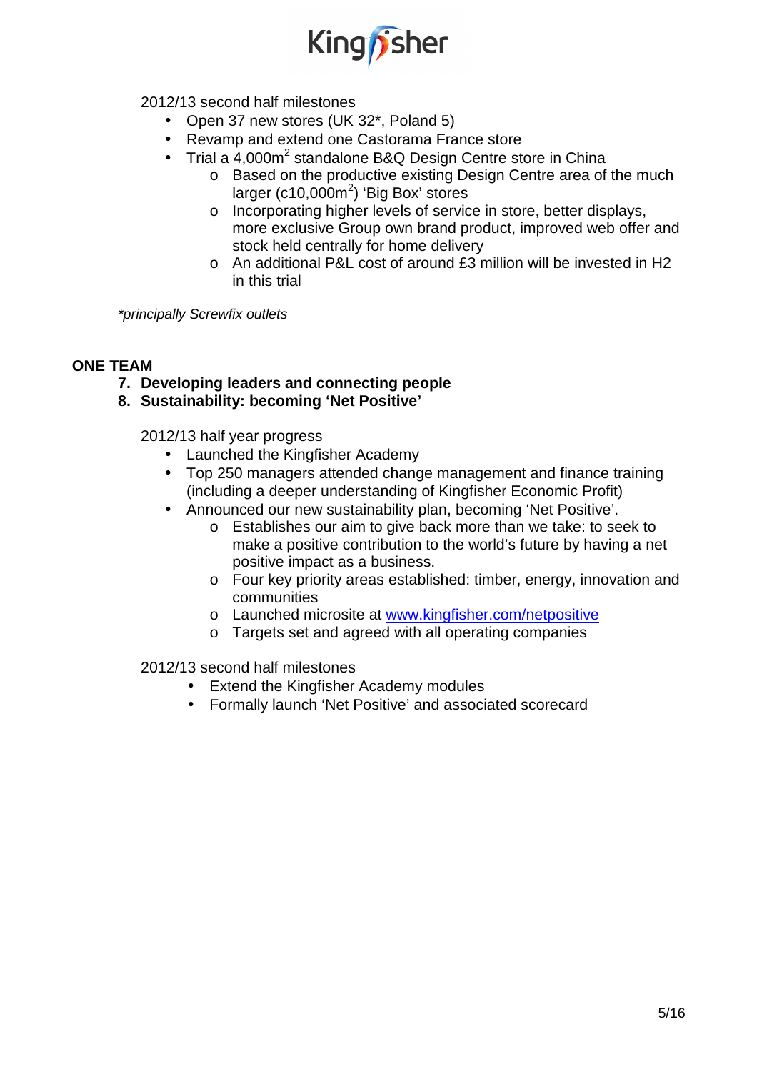2012/13 second half milestones

- Open 37 new stores (UK 32*, Poland 5)
- Revamp and extend one Castorama France store
- Trial a 4,000m$^2$ standalone B&Q Design Centre store in China
  - Based on the productive existing Design Centre area of the much larger (c10,000m$^2$) 'Big Box' stores
  - Incorporating higher levels of service in store, better displays, more exclusive Group own brand product, improved web offer and stock held centrally for home delivery
  - An additional P&L cost of around £3 million will be invested in H2 in this trial

*\*principally Screwfix outlets*

**ONE TEAM**

7. **Developing leaders and connecting people**
8. **Sustainability: becoming 'Net Positive'**

2012/13 half year progress

- Launched the Kingfisher Academy
- Top 250 managers attended change management and finance training (including a deeper understanding of Kingfisher Economic Profit)
- Announced our new sustainability plan, becoming 'Net Positive'.
  - Establishes our aim to give back more than we take: to seek to make a positive contribution to the world's future by having a net positive impact as a business.
  - Four key priority areas established: timber, energy, innovation and communities
  - Launched microsite at www.kingfisher.com/netpositive
  - Targets set and agreed with all operating companies

2012/13 second half milestones

- Extend the Kingfisher Academy modules
- Formally launch 'Net Positive' and associated scorecard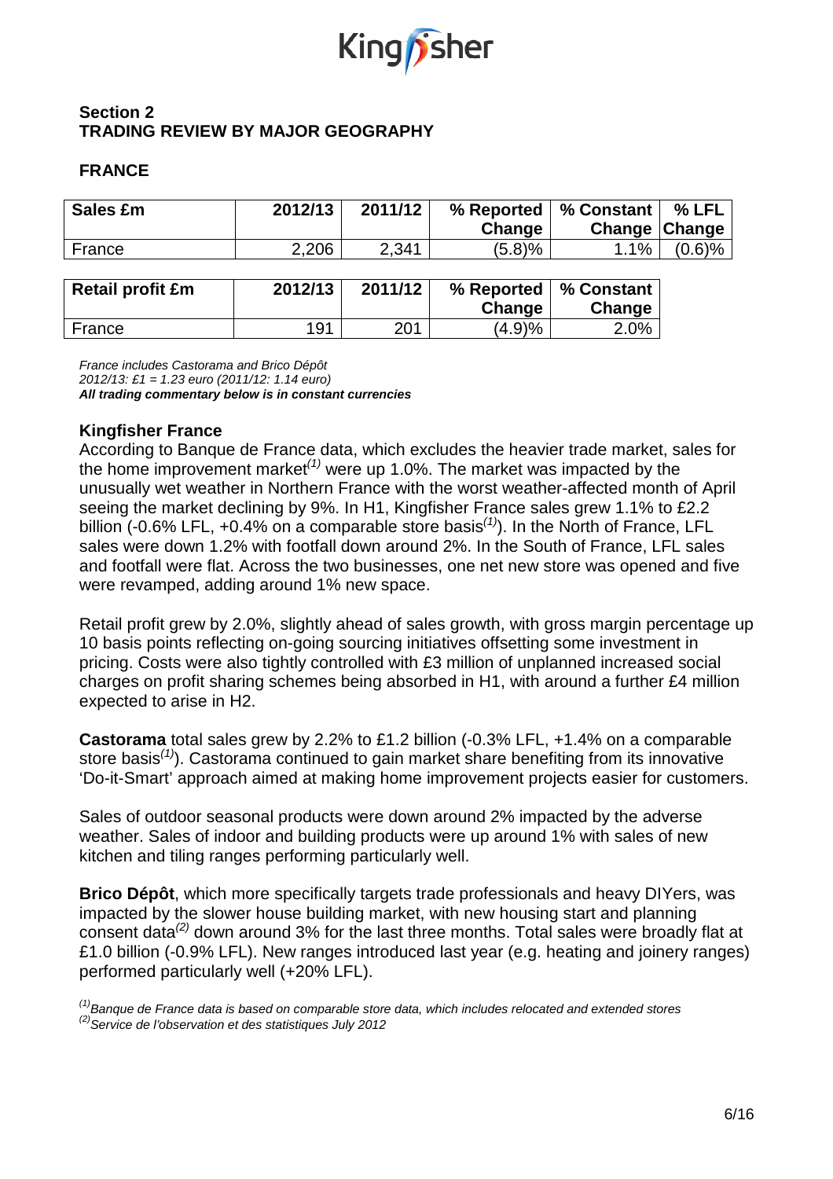## Section 2
## TRADING REVIEW BY MAJOR GEOGRAPHY

### FRANCE

| Sales £m | 2012/13 | 2011/12 | % Reported Change | % Constant Change | % LFL Change |
|---|---|---|---|---|---|
| France | 2,206 | 2,341 | (5.8)% | 1.1% | (0.6)% |

| Retail profit £m | 2012/13 | 2011/12 | % Reported Change | % Constant Change |
|---|---|---|---|---|
| France | 191 | 201 | (4.9)% | 2.0% |

*France includes Castorama and Brico Dépôt*
*2012/13: £1 = 1.23 euro (2011/12: 1.14 euro)*
***All trading commentary below is in constant currencies***

### Kingfisher France

According to Banque de France data, which excludes the heavier trade market, sales for the home improvement market[(1)] were up 1.0%. The market was impacted by the unusually wet weather in Northern France with the worst weather-affected month of April seeing the market declining by 9%. In H1, Kingfisher France sales grew 1.1% to £2.2 billion (-0.6% LFL, +0.4% on a comparable store basis[(1)]). In the North of France, LFL sales were down 1.2% with footfall down around 2%. In the South of France, LFL sales and footfall were flat. Across the two businesses, one net new store was opened and five were revamped, adding around 1% new space.

Retail profit grew by 2.0%, slightly ahead of sales growth, with gross margin percentage up 10 basis points reflecting on-going sourcing initiatives offsetting some investment in pricing. Costs were also tightly controlled with £3 million of unplanned increased social charges on profit sharing schemes being absorbed in H1, with around a further £4 million expected to arise in H2.

**Castorama** total sales grew by 2.2% to £1.2 billion (-0.3% LFL, +1.4% on a comparable store basis[(1)]). Castorama continued to gain market share benefiting from its innovative 'Do-it-Smart' approach aimed at making home improvement projects easier for customers.

Sales of outdoor seasonal products were down around 2% impacted by the adverse weather. Sales of indoor and building products were up around 1% with sales of new kitchen and tiling ranges performing particularly well.

**Brico Dépôt**, which more specifically targets trade professionals and heavy DIYers, was impacted by the slower house building market, with new housing start and planning consent data[(2)] down around 3% for the last three months. Total sales were broadly flat at £1.0 billion (-0.9% LFL). New ranges introduced last year (e.g. heating and joinery ranges) performed particularly well (+20% LFL).

*[(1)] Banque de France data is based on comparable store data, which includes relocated and extended stores*
*[(2)] Service de l'observation et des statistiques July 2012*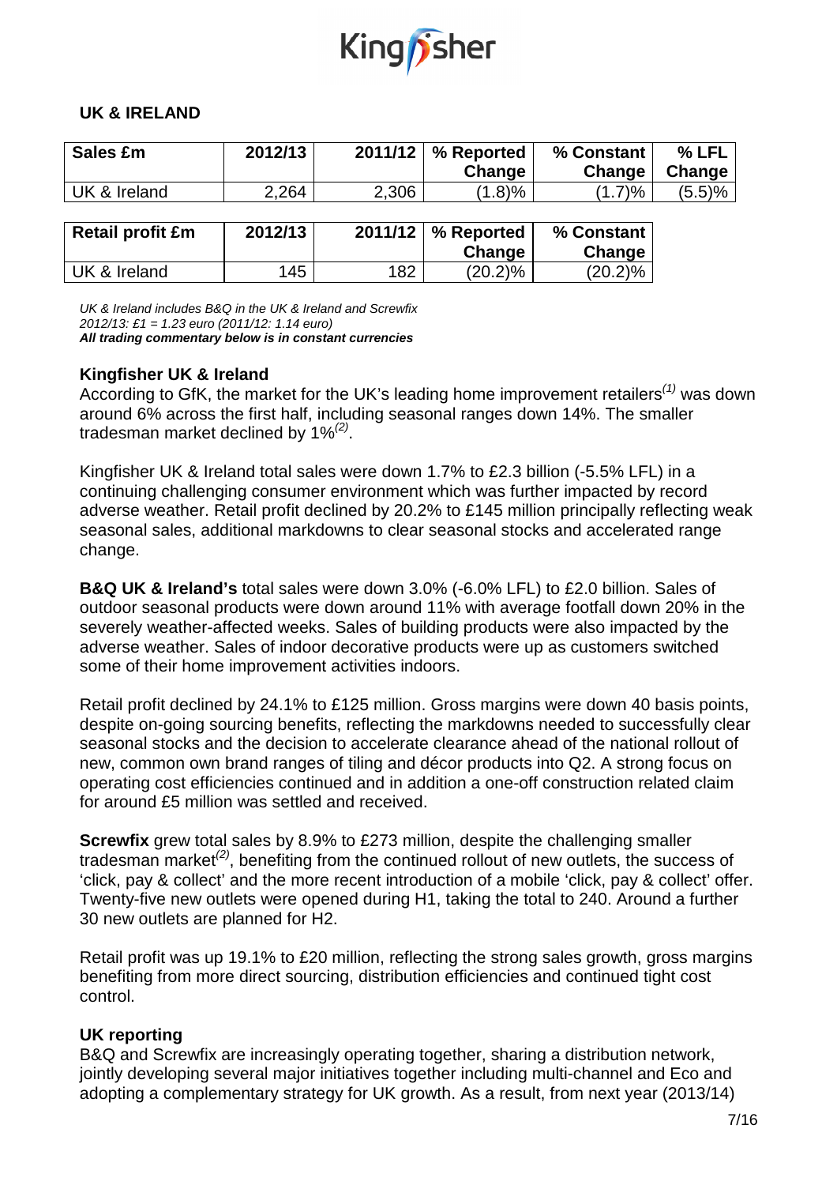## UK & IRELAND

| Sales £m | 2012/13 | 2011/12 | % Reported Change | % Constant Change | % LFL Change |
|---|---|---|---|---|---|
| UK & Ireland | 2,264 | 2,306 | (1.8)% | (1.7)% | (5.5)% |

| Retail profit £m | 2012/13 | 2011/12 | % Reported Change | % Constant Change |
|---|---|---|---|---|
| UK & Ireland | 145 | 182 | (20.2)% | (20.2)% |

*UK & Ireland includes B&Q in the UK & Ireland and Screwfix*
*2012/13: £1 = 1.23 euro (2011/12: 1.14 euro)*
***All trading commentary below is in constant currencies***

### Kingfisher UK & Ireland

According to GfK, the market for the UK's leading home improvement retailers[(1)] was down around 6% across the first half, including seasonal ranges down 14%. The smaller tradesman market declined by 1%[(2)].

Kingfisher UK & Ireland total sales were down 1.7% to £2.3 billion (-5.5% LFL) in a continuing challenging consumer environment which was further impacted by record adverse weather. Retail profit declined by 20.2% to £145 million principally reflecting weak seasonal sales, additional markdowns to clear seasonal stocks and accelerated range change.

**B&Q UK & Ireland's** total sales were down 3.0% (-6.0% LFL) to £2.0 billion. Sales of outdoor seasonal products were down around 11% with average footfall down 20% in the severely weather-affected weeks. Sales of building products were also impacted by the adverse weather. Sales of indoor decorative products were up as customers switched some of their home improvement activities indoors.

Retail profit declined by 24.1% to £125 million. Gross margins were down 40 basis points, despite on-going sourcing benefits, reflecting the markdowns needed to successfully clear seasonal stocks and the decision to accelerate clearance ahead of the national rollout of new, common own brand ranges of tiling and décor products into Q2. A strong focus on operating cost efficiencies continued and in addition a one-off construction related claim for around £5 million was settled and received.

**Screwfix** grew total sales by 8.9% to £273 million, despite the challenging smaller tradesman market[(2)], benefiting from the continued rollout of new outlets, the success of 'click, pay & collect' and the more recent introduction of a mobile 'click, pay & collect' offer. Twenty-five new outlets were opened during H1, taking the total to 240. Around a further 30 new outlets are planned for H2.

Retail profit was up 19.1% to £20 million, reflecting the strong sales growth, gross margins benefiting from more direct sourcing, distribution efficiencies and continued tight cost control.

### UK reporting

B&Q and Screwfix are increasingly operating together, sharing a distribution network, jointly developing several major initiatives together including multi-channel and Eco and adopting a complementary strategy for UK growth. As a result, from next year (2013/14)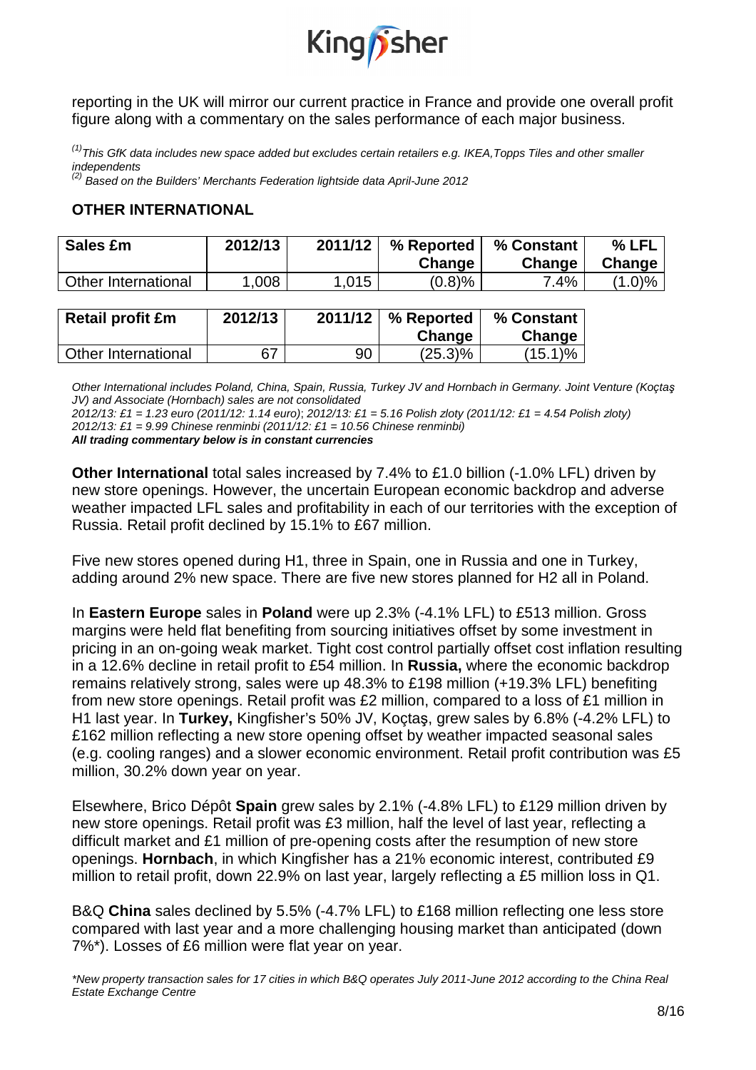reporting in the UK will mirror our current practice in France and provide one overall profit figure along with a commentary on the sales performance of each major business.

*[1] This GfK data includes new space added but excludes certain retailers e.g. IKEA,Topps Tiles and other smaller independents*
*[2] Based on the Builders' Merchants Federation lightside data April-June 2012*

## OTHER INTERNATIONAL

| Sales £m | 2012/13 | 2011/12 | % Reported Change | % Constant Change | % LFL Change |
|---|---|---|---|---|---|
| Other International | 1,008 | 1,015 | (0.8)% | 7.4% | (1.0)% |

| Retail profit £m | 2012/13 | 2011/12 | % Reported Change | % Constant Change |
|---|---|---|---|---|
| Other International | 67 | 90 | (25.3)% | (15.1)% |

*Other International includes Poland, China, Spain, Russia, Turkey JV and Hornbach in Germany. Joint Venture (Koçtaş JV) and Associate (Hornbach) sales are not consolidated*
*2012/13: £1 = 1.23 euro (2011/12: 1.14 euro); 2012/13: £1 = 5.16 Polish zloty (2011/12: £1 = 4.54 Polish zloty)*
*2012/13: £1 = 9.99 Chinese renminbi (2011/12: £1 = 10.56 Chinese renminbi)*
***All trading commentary below is in constant currencies***

**Other International** total sales increased by 7.4% to £1.0 billion (-1.0% LFL) driven by new store openings. However, the uncertain European economic backdrop and adverse weather impacted LFL sales and profitability in each of our territories with the exception of Russia. Retail profit declined by 15.1% to £67 million.

Five new stores opened during H1, three in Spain, one in Russia and one in Turkey, adding around 2% new space. There are five new stores planned for H2 all in Poland.

In **Eastern Europe** sales in **Poland** were up 2.3% (-4.1% LFL) to £513 million. Gross margins were held flat benefiting from sourcing initiatives offset by some investment in pricing in an on-going weak market. Tight cost control partially offset cost inflation resulting in a 12.6% decline in retail profit to £54 million. In **Russia,** where the economic backdrop remains relatively strong, sales were up 48.3% to £198 million (+19.3% LFL) benefiting from new store openings. Retail profit was £2 million, compared to a loss of £1 million in H1 last year. In **Turkey,** Kingfisher's 50% JV, Koçtaş, grew sales by 6.8% (-4.2% LFL) to £162 million reflecting a new store opening offset by weather impacted seasonal sales (e.g. cooling ranges) and a slower economic environment. Retail profit contribution was £5 million, 30.2% down year on year.

Elsewhere, Brico Dépôt **Spain** grew sales by 2.1% (-4.8% LFL) to £129 million driven by new store openings. Retail profit was £3 million, half the level of last year, reflecting a difficult market and £1 million of pre-opening costs after the resumption of new store openings. **Hornbach**, in which Kingfisher has a 21% economic interest, contributed £9 million to retail profit, down 22.9% on last year, largely reflecting a £5 million loss in Q1.

B&Q **China** sales declined by 5.5% (-4.7% LFL) to £168 million reflecting one less store compared with last year and a more challenging housing market than anticipated (down 7%*). Losses of £6 million were flat year on year.

*\*New property transaction sales for 17 cities in which B&Q operates July 2011-June 2012 according to the China Real Estate Exchange Centre*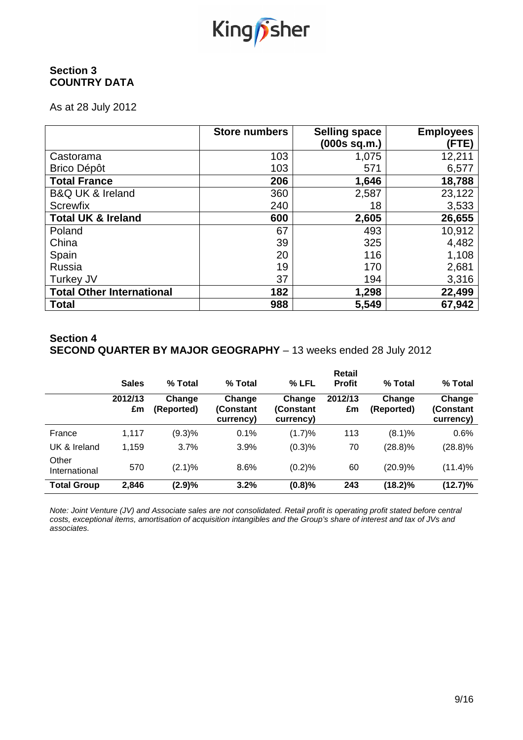## Section 3
## COUNTRY DATA

As at 28 July 2012

| | Store numbers | Selling space (000s sq.m.) | Employees (FTE) |
|---|---|---|---|
| Castorama | 103 | 1,075 | 12,211 |
| Brico Dépôt | 103 | 571 | 6,577 |
| **Total France** | **206** | **1,646** | **18,788** |
| B&Q UK & Ireland | 360 | 2,587 | 23,122 |
| Screwfix | 240 | 18 | 3,533 |
| **Total UK & Ireland** | **600** | **2,605** | **26,655** |
| Poland | 67 | 493 | 10,912 |
| China | 39 | 325 | 4,482 |
| Spain | 20 | 116 | 1,108 |
| Russia | 19 | 170 | 2,681 |
| Turkey JV | 37 | 194 | 3,316 |
| **Total Other International** | **182** | **1,298** | **22,499** |
| **Total** | **988** | **5,549** | **67,942** |

## Section 4
## SECOND QUARTER BY MAJOR GEOGRAPHY – 13 weeks ended 28 July 2012

| | Sales | % Total | % Total | % LFL | Retail Profit | % Total | % Total |
|---|---|---|---|---|---|---|---|
| | 2012/13 £m | Change (Reported) | Change (Constant currency) | Change (Constant currency) | 2012/13 £m | Change (Reported) | Change (Constant currency) |
| France | 1,117 | (9.3)% | 0.1% | (1.7)% | 113 | (8.1)% | 0.6% |
| UK & Ireland | 1,159 | 3.7% | 3.9% | (0.3)% | 70 | (28.8)% | (28.8)% |
| Other International | 570 | (2.1)% | 8.6% | (0.2)% | 60 | (20.9)% | (11.4)% |
| **Total Group** | **2,846** | **(2.9)%** | **3.2%** | **(0.8)%** | **243** | **(18.2)%** | **(12.7)%** |

*Note: Joint Venture (JV) and Associate sales are not consolidated. Retail profit is operating profit stated before central costs, exceptional items, amortisation of acquisition intangibles and the Group's share of interest and tax of JVs and associates.*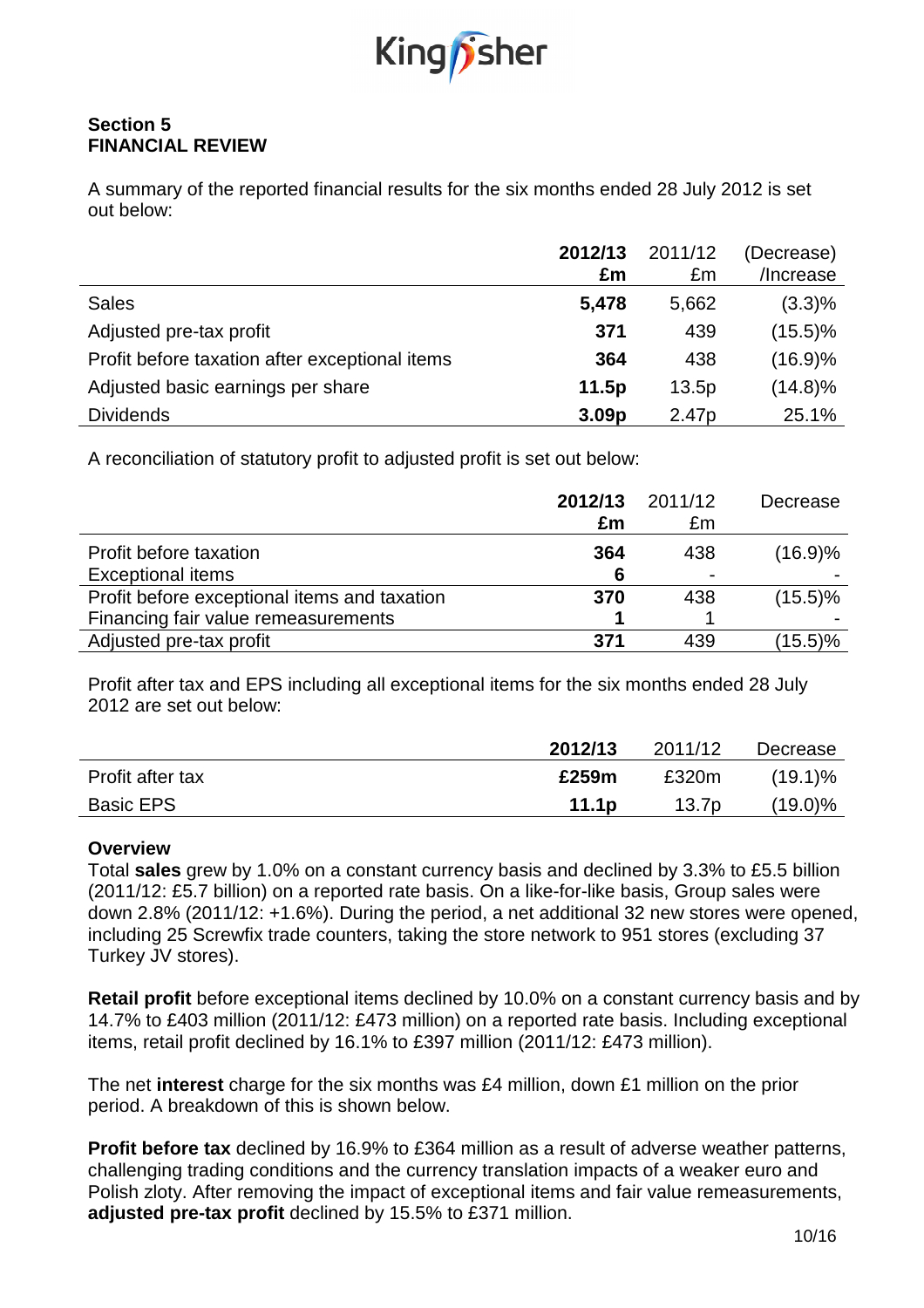## Section 5
## FINANCIAL REVIEW

A summary of the reported financial results for the six months ended 28 July 2012 is set out below:

| | **2012/13 £m** | 2011/12 £m | (Decrease) /Increase |
|---|---|---|---|
| Sales | **5,478** | 5,662 | (3.3)% |
| Adjusted pre-tax profit | **371** | 439 | (15.5)% |
| Profit before taxation after exceptional items | **364** | 438 | (16.9)% |
| Adjusted basic earnings per share | **11.5p** | 13.5p | (14.8)% |
| Dividends | **3.09p** | 2.47p | 25.1% |

A reconciliation of statutory profit to adjusted profit is set out below:

| | **2012/13 £m** | 2011/12 £m | Decrease |
|---|---|---|---|
| Profit before taxation | **364** | 438 | (16.9)% |
| Exceptional items | **6** | - | - |
| Profit before exceptional items and taxation | **370** | 438 | (15.5)% |
| Financing fair value remeasurements | **1** | 1 | - |
| Adjusted pre-tax profit | **371** | 439 | (15.5)% |

Profit after tax and EPS including all exceptional items for the six months ended 28 July 2012 are set out below:

| | **2012/13** | 2011/12 | Decrease |
|---|---|---|---|
| Profit after tax | **£259m** | £320m | (19.1)% |
| Basic EPS | **11.1p** | 13.7p | (19.0)% |

**Overview**

Total **sales** grew by 1.0% on a constant currency basis and declined by 3.3% to £5.5 billion (2011/12: £5.7 billion) on a reported rate basis. On a like-for-like basis, Group sales were down 2.8% (2011/12: +1.6%). During the period, a net additional 32 new stores were opened, including 25 Screwfix trade counters, taking the store network to 951 stores (excluding 37 Turkey JV stores).

**Retail profit** before exceptional items declined by 10.0% on a constant currency basis and by 14.7% to £403 million (2011/12: £473 million) on a reported rate basis. Including exceptional items, retail profit declined by 16.1% to £397 million (2011/12: £473 million).

The net **interest** charge for the six months was £4 million, down £1 million on the prior period. A breakdown of this is shown below.

**Profit before tax** declined by 16.9% to £364 million as a result of adverse weather patterns, challenging trading conditions and the currency translation impacts of a weaker euro and Polish zloty. After removing the impact of exceptional items and fair value remeasurements, **adjusted pre-tax profit** declined by 15.5% to £371 million.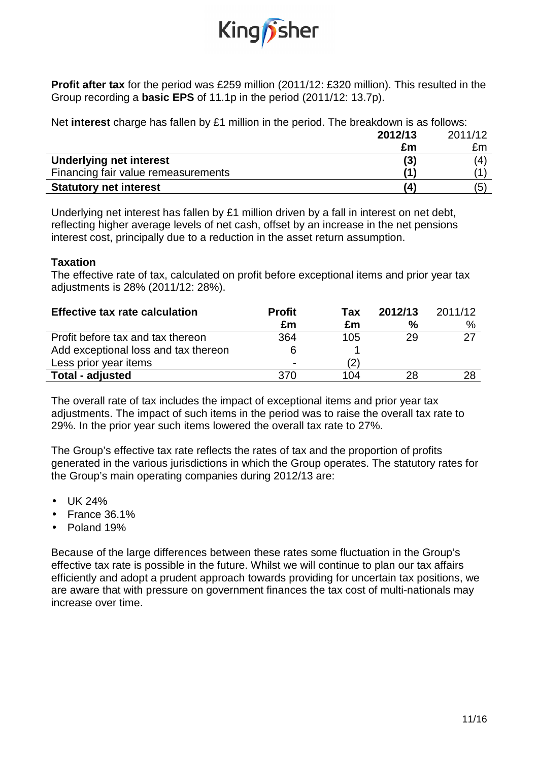**Profit after tax** for the period was £259 million (2011/12: £320 million). This resulted in the Group recording a **basic EPS** of 11.1p in the period (2011/12: 13.7p).

Net **interest** charge has fallen by £1 million in the period. The breakdown is as follows:

| | **2012/13** | 2011/12 |
|---|---|---|
| | **£m** | £m |
| **Underlying net interest** | **(3)** | (4) |
| Financing fair value remeasurements | **(1)** | (1) |
| **Statutory net interest** | **(4)** | (5) |

Underlying net interest has fallen by £1 million driven by a fall in interest on net debt, reflecting higher average levels of net cash, offset by an increase in the net pensions interest cost, principally due to a reduction in the asset return assumption.

**Taxation**

The effective rate of tax, calculated on profit before exceptional items and prior year tax adjustments is 28% (2011/12: 28%).

| **Effective tax rate calculation** | **Profit** | **Tax** | **2012/13** | 2011/12 |
|---|---|---|---|---|
| | **£m** | **£m** | **%** | % |
| Profit before tax and tax thereon | 364 | 105 | 29 | 27 |
| Add exceptional loss and tax thereon | 6 | 1 | | |
| Less prior year items | - | (2) | | |
| **Total - adjusted** | 370 | 104 | 28 | 28 |

The overall rate of tax includes the impact of exceptional items and prior year tax adjustments. The impact of such items in the period was to raise the overall tax rate to 29%. In the prior year such items lowered the overall tax rate to 27%.

The Group's effective tax rate reflects the rates of tax and the proportion of profits generated in the various jurisdictions in which the Group operates. The statutory rates for the Group's main operating companies during 2012/13 are:

- UK 24%
- France 36.1%
- Poland 19%

Because of the large differences between these rates some fluctuation in the Group's effective tax rate is possible in the future. Whilst we will continue to plan our tax affairs efficiently and adopt a prudent approach towards providing for uncertain tax positions, we are aware that with pressure on government finances the tax cost of multi-nationals may increase over time.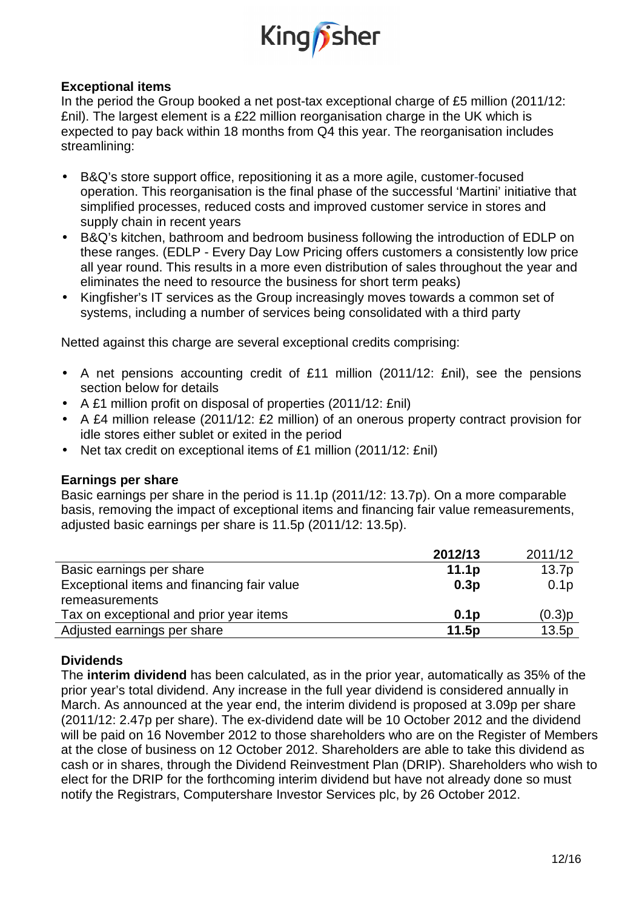### Exceptional items

In the period the Group booked a net post-tax exceptional charge of £5 million (2011/12: £nil). The largest element is a £22 million reorganisation charge in the UK which is expected to pay back within 18 months from Q4 this year. The reorganisation includes streamlining:

- B&Q's store support office, repositioning it as a more agile, customer-focused operation. This reorganisation is the final phase of the successful 'Martini' initiative that simplified processes, reduced costs and improved customer service in stores and supply chain in recent years
- B&Q's kitchen, bathroom and bedroom business following the introduction of EDLP on these ranges. (EDLP - Every Day Low Pricing offers customers a consistently low price all year round. This results in a more even distribution of sales throughout the year and eliminates the need to resource the business for short term peaks)
- Kingfisher's IT services as the Group increasingly moves towards a common set of systems, including a number of services being consolidated with a third party

Netted against this charge are several exceptional credits comprising:

- A net pensions accounting credit of £11 million (2011/12: £nil), see the pensions section below for details
- A £1 million profit on disposal of properties (2011/12: £nil)
- A £4 million release (2011/12: £2 million) of an onerous property contract provision for idle stores either sublet or exited in the period
- Net tax credit on exceptional items of £1 million (2011/12: £nil)

### Earnings per share

Basic earnings per share in the period is 11.1p (2011/12: 13.7p). On a more comparable basis, removing the impact of exceptional items and financing fair value remeasurements, adjusted basic earnings per share is 11.5p (2011/12: 13.5p).

| | **2012/13** | 2011/12 |
|---|---|---|
| Basic earnings per share | **11.1p** | 13.7p |
| Exceptional items and financing fair value remeasurements | **0.3p** | 0.1p |
| Tax on exceptional and prior year items | **0.1p** | (0.3)p |
| Adjusted earnings per share | **11.5p** | 13.5p |

### Dividends

The **interim dividend** has been calculated, as in the prior year, automatically as 35% of the prior year's total dividend. Any increase in the full year dividend is considered annually in March. As announced at the year end, the interim dividend is proposed at 3.09p per share (2011/12: 2.47p per share). The ex-dividend date will be 10 October 2012 and the dividend will be paid on 16 November 2012 to those shareholders who are on the Register of Members at the close of business on 12 October 2012. Shareholders are able to take this dividend as cash or in shares, through the Dividend Reinvestment Plan (DRIP). Shareholders who wish to elect for the DRIP for the forthcoming interim dividend but have not already done so must notify the Registrars, Computershare Investor Services plc, by 26 October 2012.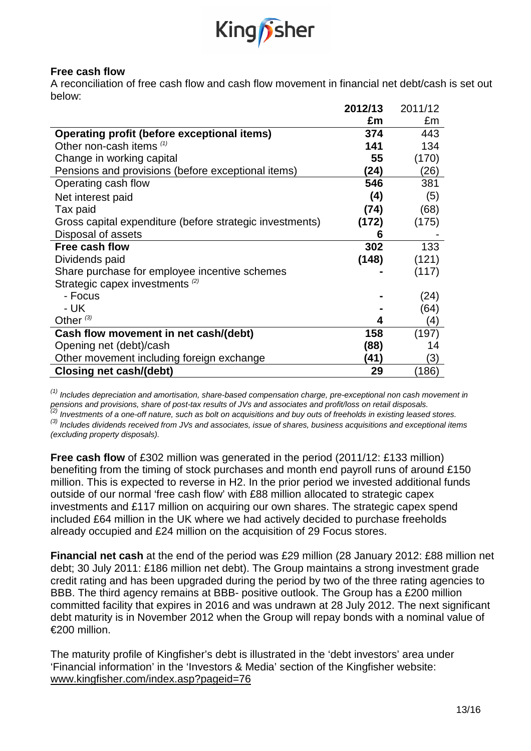**Free cash flow**

A reconciliation of free cash flow and cash flow movement in financial net debt/cash is set out below:

| | **2012/13** | 2011/12 |
|---|---|---|
| | **£m** | £m |
| **Operating profit (before exceptional items)** | **374** | 443 |
| Other non-cash items [(1)] | **141** | 134 |
| Change in working capital | **55** | (170) |
| Pensions and provisions (before exceptional items) | **(24)** | (26) |
| Operating cash flow | **546** | 381 |
| Net interest paid | **(4)** | (5) |
| Tax paid | **(74)** | (68) |
| Gross capital expenditure (before strategic investments) | **(172)** | (175) |
| Disposal of assets | **6** | - |
| **Free cash flow** | **302** | 133 |
| Dividends paid | **(148)** | (121) |
| Share purchase for employee incentive schemes | **-** | (117) |
| Strategic capex investments [(2)] | | |
| - Focus | **-** | (24) |
| - UK | **-** | (64) |
| Other [(3)] | **4** | (4) |
| **Cash flow movement in net cash/(debt)** | **158** | (197) |
| Opening net (debt)/cash | **(88)** | 14 |
| Other movement including foreign exchange | **(41)** | (3) |
| **Closing net cash/(debt)** | **29** | (186) |

*[(1)] Includes depreciation and amortisation, share-based compensation charge, pre-exceptional non cash movement in pensions and provisions, share of post-tax results of JVs and associates and profit/loss on retail disposals.*
*[(2)] Investments of a one-off nature, such as bolt on acquisitions and buy outs of freeholds in existing leased stores.*
*[(3)] Includes dividends received from JVs and associates, issue of shares, business acquisitions and exceptional items (excluding property disposals).*

**Free cash flow** of £302 million was generated in the period (2011/12: £133 million) benefiting from the timing of stock purchases and month end payroll runs of around £150 million. This is expected to reverse in H2. In the prior period we invested additional funds outside of our normal 'free cash flow' with £88 million allocated to strategic capex investments and £117 million on acquiring our own shares. The strategic capex spend included £64 million in the UK where we had actively decided to purchase freeholds already occupied and £24 million on the acquisition of 29 Focus stores.

**Financial net cash** at the end of the period was £29 million (28 January 2012: £88 million net debt; 30 July 2011: £186 million net debt). The Group maintains a strong investment grade credit rating and has been upgraded during the period by two of the three rating agencies to BBB. The third agency remains at BBB- positive outlook. The Group has a £200 million committed facility that expires in 2016 and was undrawn at 28 July 2012. The next significant debt maturity is in November 2012 when the Group will repay bonds with a nominal value of €200 million.

The maturity profile of Kingfisher's debt is illustrated in the 'debt investors' area under 'Financial information' in the 'Investors & Media' section of the Kingfisher website: www.kingfisher.com/index.asp?pageid=76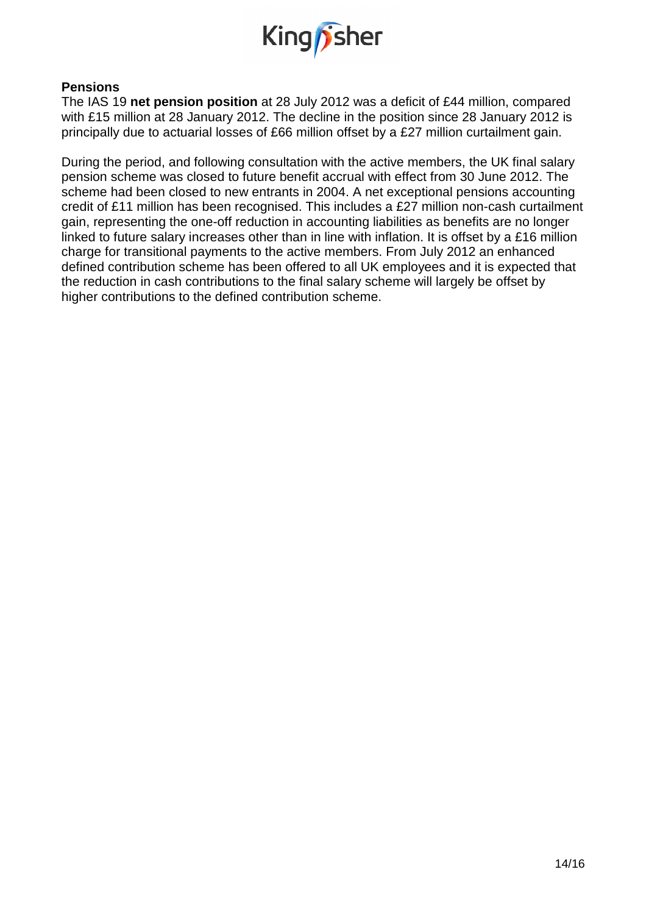**Pensions**

The IAS 19 **net pension position** at 28 July 2012 was a deficit of £44 million, compared with £15 million at 28 January 2012. The decline in the position since 28 January 2012 is principally due to actuarial losses of £66 million offset by a £27 million curtailment gain.

During the period, and following consultation with the active members, the UK final salary pension scheme was closed to future benefit accrual with effect from 30 June 2012. The scheme had been closed to new entrants in 2004. A net exceptional pensions accounting credit of £11 million has been recognised. This includes a £27 million non-cash curtailment gain, representing the one-off reduction in accounting liabilities as benefits are no longer linked to future salary increases other than in line with inflation. It is offset by a £16 million charge for transitional payments to the active members. From July 2012 an enhanced defined contribution scheme has been offered to all UK employees and it is expected that the reduction in cash contributions to the final salary scheme will largely be offset by higher contributions to the defined contribution scheme.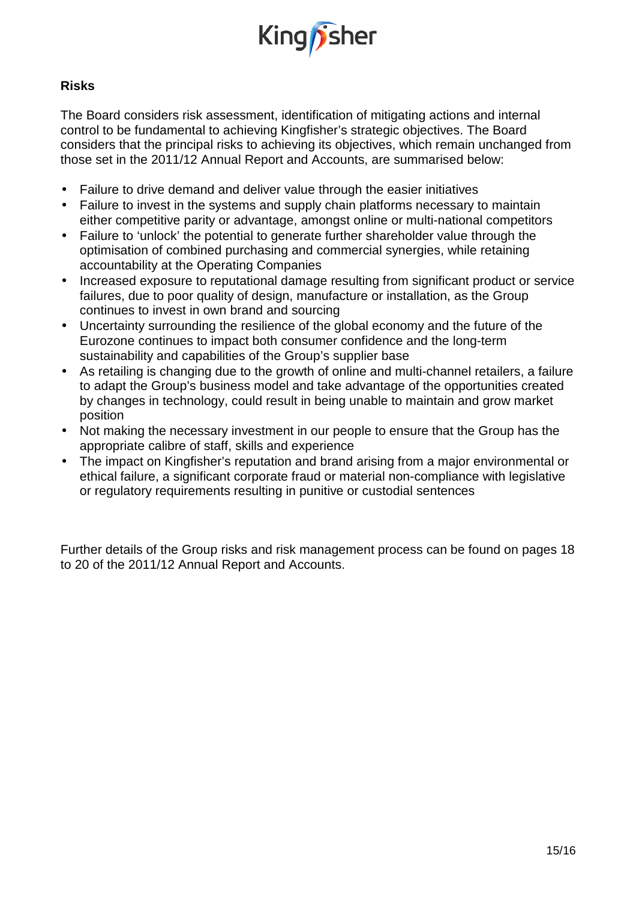## Risks

The Board considers risk assessment, identification of mitigating actions and internal control to be fundamental to achieving Kingfisher's strategic objectives. The Board considers that the principal risks to achieving its objectives, which remain unchanged from those set in the 2011/12 Annual Report and Accounts, are summarised below:

- Failure to drive demand and deliver value through the easier initiatives
- Failure to invest in the systems and supply chain platforms necessary to maintain either competitive parity or advantage, amongst online or multi-national competitors
- Failure to 'unlock' the potential to generate further shareholder value through the optimisation of combined purchasing and commercial synergies, while retaining accountability at the Operating Companies
- Increased exposure to reputational damage resulting from significant product or service failures, due to poor quality of design, manufacture or installation, as the Group continues to invest in own brand and sourcing
- Uncertainty surrounding the resilience of the global economy and the future of the Eurozone continues to impact both consumer confidence and the long-term sustainability and capabilities of the Group's supplier base
- As retailing is changing due to the growth of online and multi-channel retailers, a failure to adapt the Group's business model and take advantage of the opportunities created by changes in technology, could result in being unable to maintain and grow market position
- Not making the necessary investment in our people to ensure that the Group has the appropriate calibre of staff, skills and experience
- The impact on Kingfisher's reputation and brand arising from a major environmental or ethical failure, a significant corporate fraud or material non-compliance with legislative or regulatory requirements resulting in punitive or custodial sentences

Further details of the Group risks and risk management process can be found on pages 18 to 20 of the 2011/12 Annual Report and Accounts.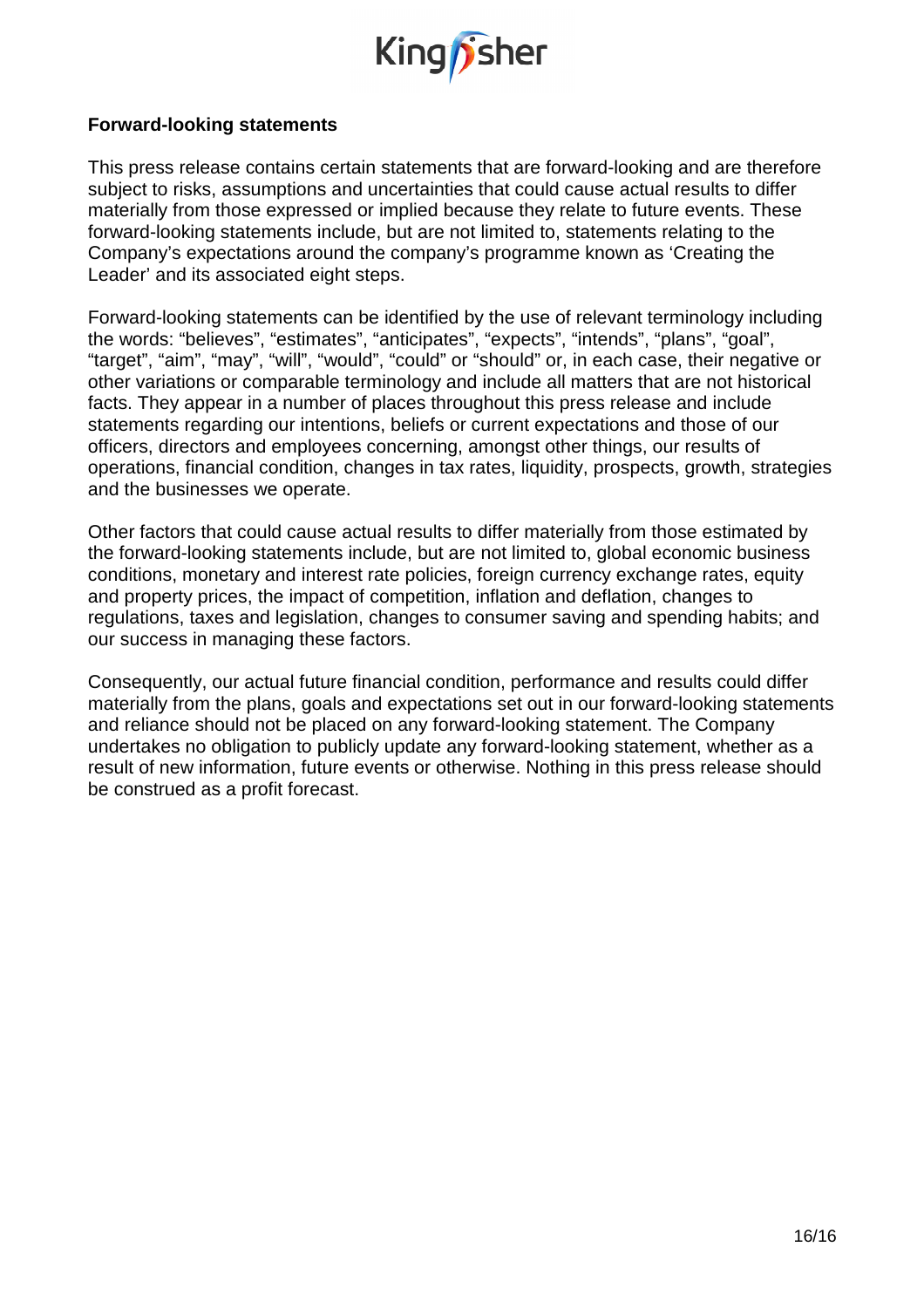**Forward-looking statements**

This press release contains certain statements that are forward-looking and are therefore subject to risks, assumptions and uncertainties that could cause actual results to differ materially from those expressed or implied because they relate to future events. These forward-looking statements include, but are not limited to, statements relating to the Company's expectations around the company's programme known as 'Creating the Leader' and its associated eight steps.

Forward-looking statements can be identified by the use of relevant terminology including the words: "believes", "estimates", "anticipates", "expects", "intends", "plans", "goal", "target", "aim", "may", "will", "would", "could" or "should" or, in each case, their negative or other variations or comparable terminology and include all matters that are not historical facts. They appear in a number of places throughout this press release and include statements regarding our intentions, beliefs or current expectations and those of our officers, directors and employees concerning, amongst other things, our results of operations, financial condition, changes in tax rates, liquidity, prospects, growth, strategies and the businesses we operate.

Other factors that could cause actual results to differ materially from those estimated by the forward-looking statements include, but are not limited to, global economic business conditions, monetary and interest rate policies, foreign currency exchange rates, equity and property prices, the impact of competition, inflation and deflation, changes to regulations, taxes and legislation, changes to consumer saving and spending habits; and our success in managing these factors.

Consequently, our actual future financial condition, performance and results could differ materially from the plans, goals and expectations set out in our forward-looking statements and reliance should not be placed on any forward-looking statement. The Company undertakes no obligation to publicly update any forward-looking statement, whether as a result of new information, future events or otherwise. Nothing in this press release should be construed as a profit forecast.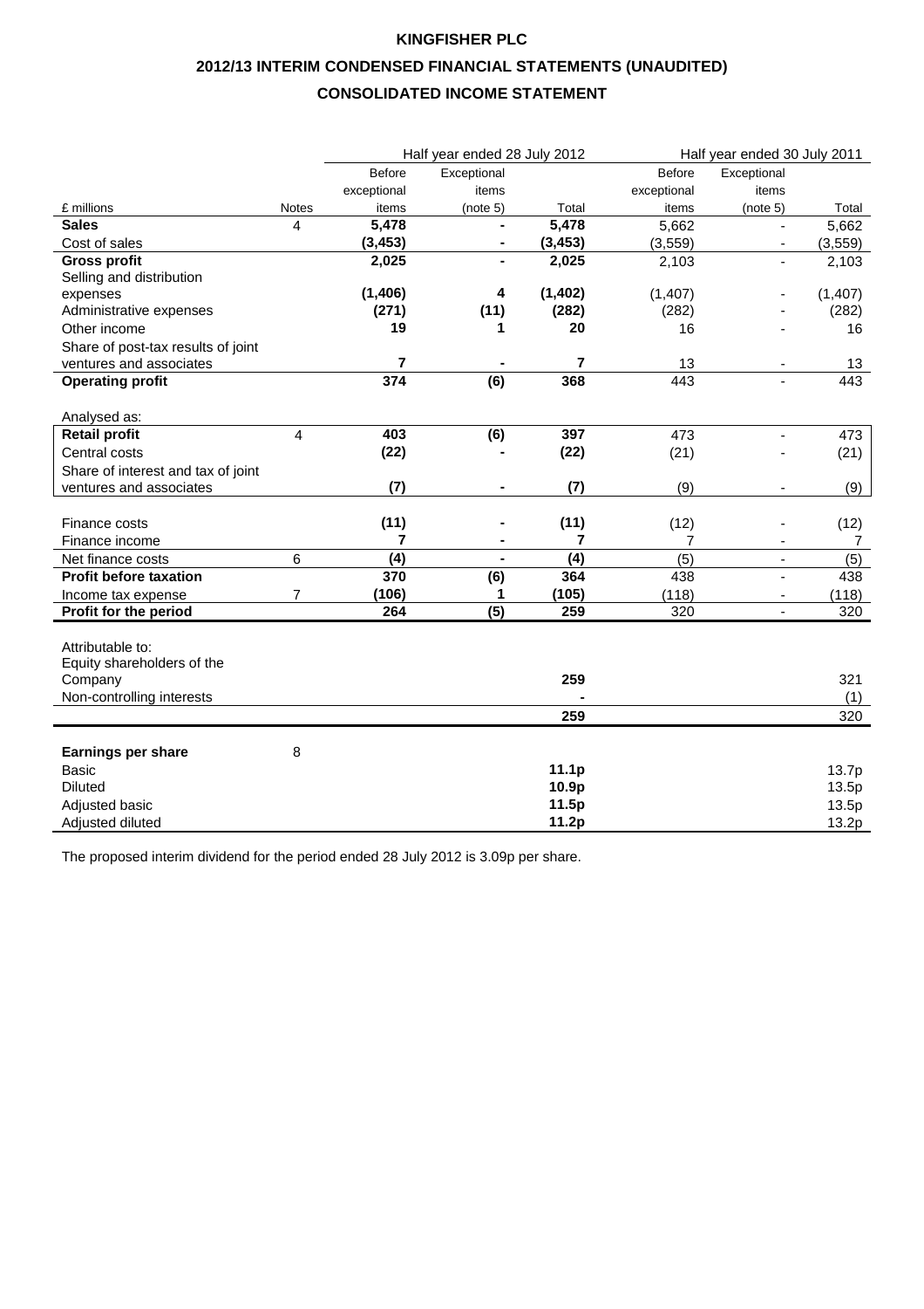# KINGFISHER PLC

## 2012/13 INTERIM CONDENSED FINANCIAL STATEMENTS (UNAUDITED)

## CONSOLIDATED INCOME STATEMENT

| £ millions | Notes | Half year ended 28 July 2012 Before exceptional items | Half year ended 28 July 2012 Exceptional items (note 5) | Half year ended 28 July 2012 Total | Half year ended 30 July 2011 Before exceptional items | Half year ended 30 July 2011 Exceptional items (note 5) | Half year ended 30 July 2011 Total |
|---|---|---|---|---|---|---|---|
| **Sales** | 4 | **5,478** | **-** | **5,478** | 5,662 | - | 5,662 |
| Cost of sales | | **(3,453)** | **-** | **(3,453)** | (3,559) | - | (3,559) |
| **Gross profit** | | **2,025** | **-** | **2,025** | 2,103 | - | 2,103 |
| Selling and distribution expenses | | **(1,406)** | **4** | **(1,402)** | (1,407) | - | (1,407) |
| Administrative expenses | | **(271)** | **(11)** | **(282)** | (282) | - | (282) |
| Other income | | **19** | **1** | **20** | 16 | - | 16 |
| Share of post-tax results of joint ventures and associates | | **7** | **-** | **7** | 13 | - | 13 |
| **Operating profit** | | **374** | **(6)** | **368** | 443 | - | 443 |
| Analysed as: | | | | | | | |
| **Retail profit** | 4 | **403** | **(6)** | **397** | 473 | - | 473 |
| Central costs | | **(22)** | **-** | **(22)** | (21) | - | (21) |
| Share of interest and tax of joint ventures and associates | | **(7)** | **-** | **(7)** | (9) | - | (9) |
| Finance costs | | **(11)** | **-** | **(11)** | (12) | - | (12) |
| Finance income | | **7** | **-** | **7** | 7 | - | 7 |
| Net finance costs | 6 | **(4)** | **-** | **(4)** | (5) | - | (5) |
| **Profit before taxation** | | **370** | **(6)** | **364** | 438 | - | 438 |
| Income tax expense | 7 | **(106)** | **1** | **(105)** | (118) | - | (118) |
| **Profit for the period** | | **264** | **(5)** | **259** | 320 | - | 320 |
| Attributable to: | | | | | | | |
| Equity shareholders of the Company | | | | **259** | | | 321 |
| Non-controlling interests | | | | **-** | | | (1) |
| | | | | **259** | | | 320 |
| **Earnings per share** | 8 | | | | | | |
| Basic | | | | **11.1p** | | | 13.7p |
| Diluted | | | | **10.9p** | | | 13.5p |
| Adjusted basic | | | | **11.5p** | | | 13.5p |
| Adjusted diluted | | | | **11.2p** | | | 13.2p |

The proposed interim dividend for the period ended 28 July 2012 is 3.09p per share.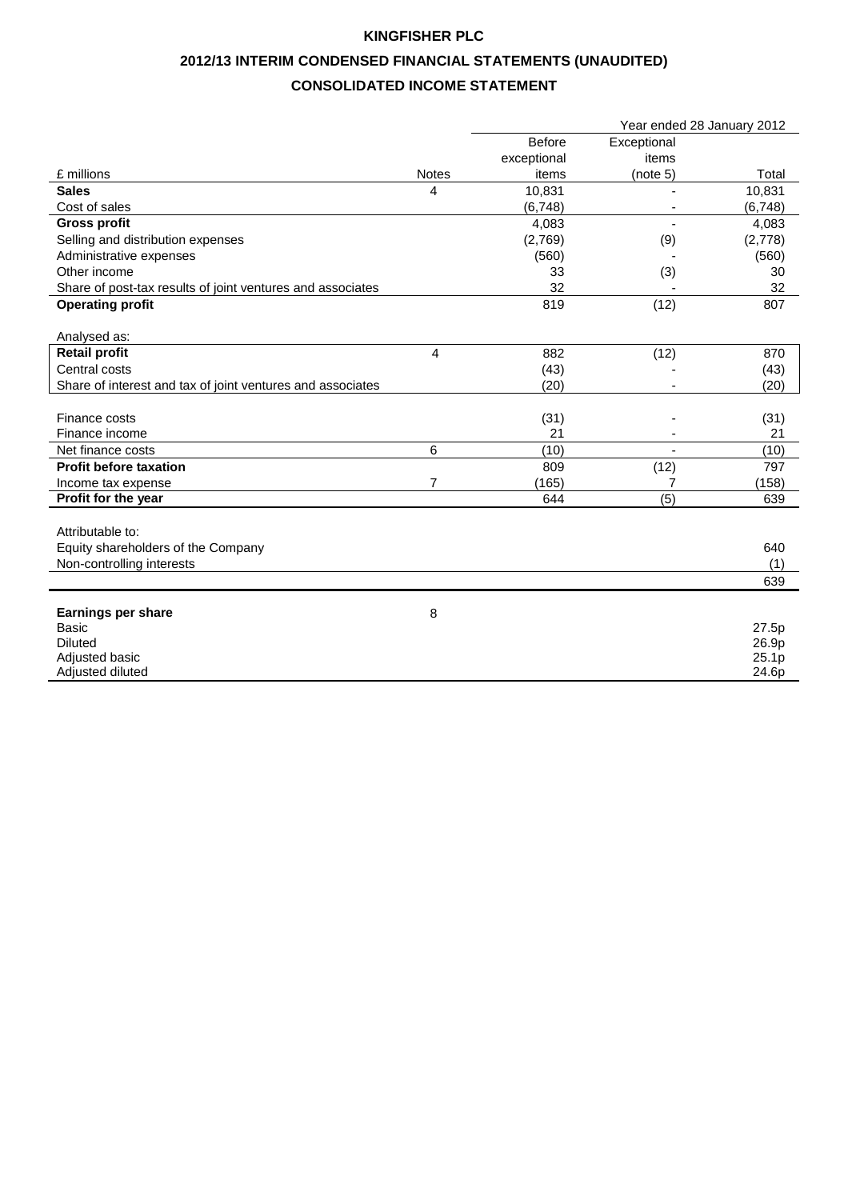# KINGFISHER PLC

## 2012/13 INTERIM CONDENSED FINANCIAL STATEMENTS (UNAUDITED)

## CONSOLIDATED INCOME STATEMENT

| | | Year ended 28 January 2012 | | |
|---|---|---|---|---|
| £ millions | Notes | Before exceptional items | Exceptional items (note 5) | Total |
| **Sales** | 4 | 10,831 | - | 10,831 |
| Cost of sales | | (6,748) | - | (6,748) |
| **Gross profit** | | 4,083 | - | 4,083 |
| Selling and distribution expenses | | (2,769) | (9) | (2,778) |
| Administrative expenses | | (560) | - | (560) |
| Other income | | 33 | (3) | 30 |
| Share of post-tax results of joint ventures and associates | | 32 | - | 32 |
| **Operating profit** | | 819 | (12) | 807 |
| Analysed as: | | | | |
| **Retail profit** | 4 | 882 | (12) | 870 |
| Central costs | | (43) | - | (43) |
| Share of interest and tax of joint ventures and associates | | (20) | - | (20) |
| Finance costs | | (31) | - | (31) |
| Finance income | | 21 | - | 21 |
| Net finance costs | 6 | (10) | - | (10) |
| **Profit before taxation** | | 809 | (12) | 797 |
| Income tax expense | 7 | (165) | 7 | (158) |
| **Profit for the year** | | 644 | (5) | 639 |
| Attributable to: | | | | |
| Equity shareholders of the Company | | | | 640 |
| Non-controlling interests | | | | (1) |
| | | | | 639 |
| **Earnings per share** | 8 | | | |
| Basic | | | | 27.5p |
| Diluted | | | | 26.9p |
| Adjusted basic | | | | 25.1p |
| Adjusted diluted | | | | 24.6p |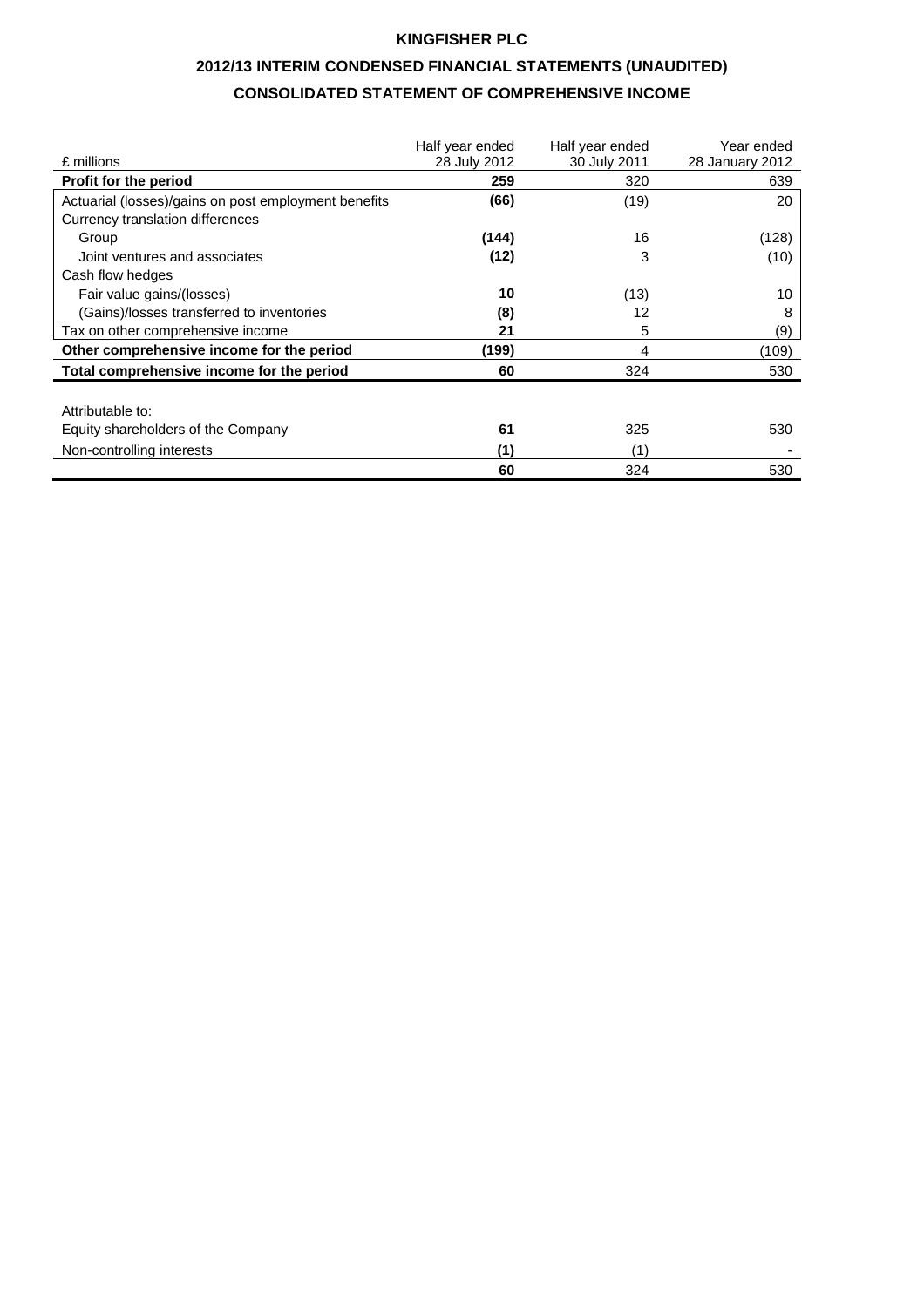# KINGFISHER PLC

## 2012/13 INTERIM CONDENSED FINANCIAL STATEMENTS (UNAUDITED)

## CONSOLIDATED STATEMENT OF COMPREHENSIVE INCOME

| £ millions | Half year ended 28 July 2012 | Half year ended 30 July 2011 | Year ended 28 January 2012 |
|---|---|---|---|
| **Profit for the period** | **259** | 320 | 639 |
| Actuarial (losses)/gains on post employment benefits | **(66)** | (19) | 20 |
| Currency translation differences | | | |
| Group | **(144)** | 16 | (128) |
| Joint ventures and associates | **(12)** | 3 | (10) |
| Cash flow hedges | | | |
| Fair value gains/(losses) | **10** | (13) | 10 |
| (Gains)/losses transferred to inventories | **(8)** | 12 | 8 |
| Tax on other comprehensive income | **21** | 5 | (9) |
| **Other comprehensive income for the period** | **(199)** | 4 | (109) |
| **Total comprehensive income for the period** | **60** | 324 | 530 |
| | | | |
| Attributable to: | | | |
| Equity shareholders of the Company | **61** | 325 | 530 |
| Non-controlling interests | **(1)** | (1) | - |
| | **60** | 324 | 530 |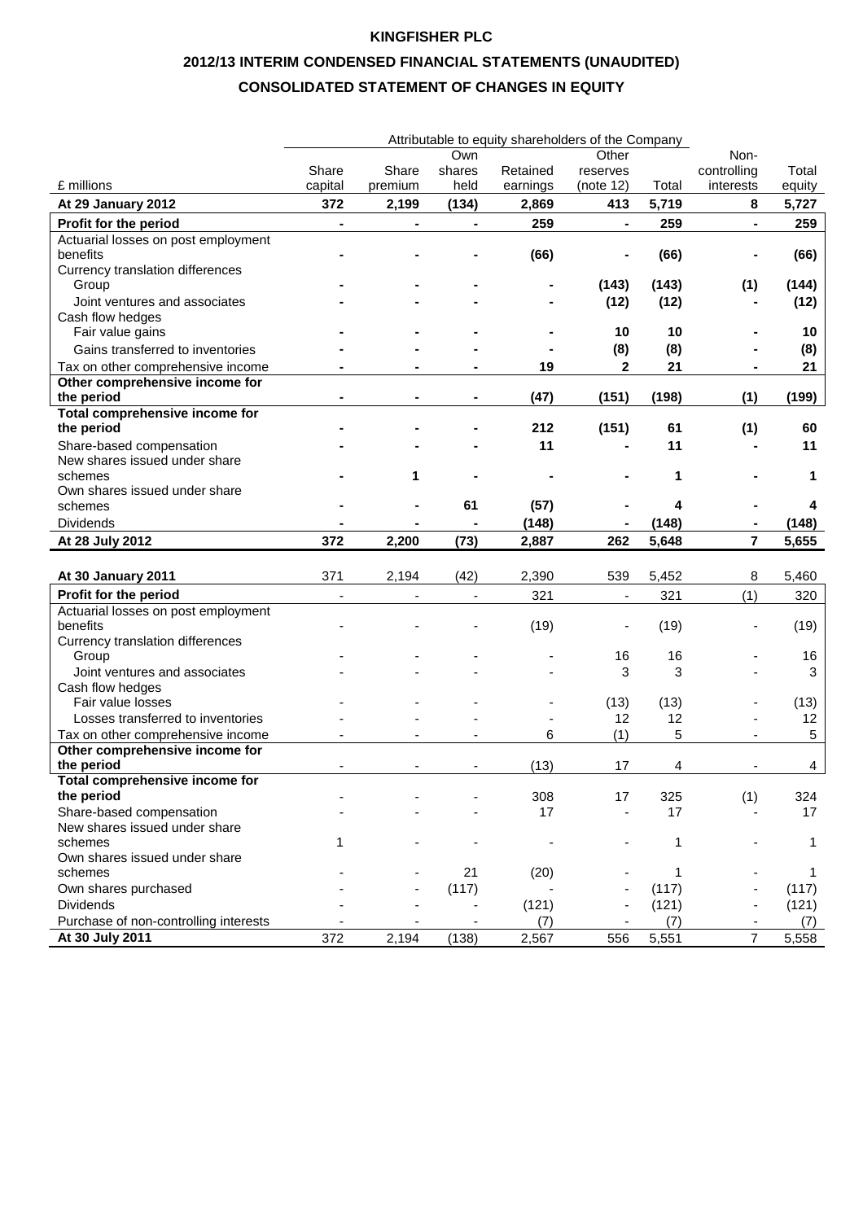**KINGFISHER PLC**

**2012/13 INTERIM CONDENSED FINANCIAL STATEMENTS (UNAUDITED)**

**CONSOLIDATED STATEMENT OF CHANGES IN EQUITY**

| | Attributable to equity shareholders of the Company | | | | | | | |
|---|---|---|---|---|---|---|---|---|
| £ millions | Share capital | Share premium | Own shares held | Retained earnings | Other reserves (note 12) | Total | Non-controlling interests | Total equity |
| **At 29 January 2012** | **372** | **2,199** | **(134)** | **2,869** | **413** | **5,719** | **8** | **5,727** |
| **Profit for the period** | **-** | **-** | **-** | **259** | **-** | **259** | **-** | **259** |
| Actuarial losses on post employment benefits | **-** | **-** | **-** | **(66)** | **-** | **(66)** | **-** | **(66)** |
| Currency translation differences | | | | | | | | |
| Group | **-** | **-** | **-** | **-** | **(143)** | **(143)** | **(1)** | **(144)** |
| Joint ventures and associates | **-** | **-** | **-** | **-** | **(12)** | **(12)** | **-** | **(12)** |
| Cash flow hedges | | | | | | | | |
| Fair value gains | **-** | **-** | **-** | **-** | **10** | **10** | **-** | **10** |
| Gains transferred to inventories | **-** | **-** | **-** | **-** | **(8)** | **(8)** | **-** | **(8)** |
| Tax on other comprehensive income | **-** | **-** | **-** | **19** | **2** | **21** | **-** | **21** |
| **Other comprehensive income for the period** | **-** | **-** | **-** | **(47)** | **(151)** | **(198)** | **(1)** | **(199)** |
| **Total comprehensive income for the period** | **-** | **-** | **-** | **212** | **(151)** | **61** | **(1)** | **60** |
| Share-based compensation | **-** | **-** | **-** | **11** | **-** | **11** | **-** | **11** |
| New shares issued under share schemes | **-** | **1** | **-** | **-** | **-** | **1** | **-** | **1** |
| Own shares issued under share schemes | **-** | **-** | **61** | **(57)** | **-** | **4** | **-** | **4** |
| Dividends | **-** | **-** | **-** | **(148)** | **-** | **(148)** | **-** | **(148)** |
| **At 28 July 2012** | **372** | **2,200** | **(73)** | **2,887** | **262** | **5,648** | **7** | **5,655** |
| | | | | | | | | |
| **At 30 January 2011** | 371 | 2,194 | (42) | 2,390 | 539 | 5,452 | 8 | 5,460 |
| **Profit for the period** | - | - | - | 321 | - | 321 | (1) | 320 |
| Actuarial losses on post employment benefits | - | - | - | (19) | - | (19) | - | (19) |
| Currency translation differences | | | | | | | | |
| Group | - | - | - | - | 16 | 16 | - | 16 |
| Joint ventures and associates | - | - | - | - | 3 | 3 | - | 3 |
| Cash flow hedges | | | | | | | | |
| Fair value losses | - | - | - | - | (13) | (13) | - | (13) |
| Losses transferred to inventories | - | - | - | - | 12 | 12 | - | 12 |
| Tax on other comprehensive income | - | - | - | 6 | (1) | 5 | - | 5 |
| **Other comprehensive income for the period** | - | - | - | (13) | 17 | 4 | - | 4 |
| **Total comprehensive income for the period** | - | - | - | 308 | 17 | 325 | (1) | 324 |
| Share-based compensation | - | - | - | 17 | - | 17 | - | 17 |
| New shares issued under share schemes | 1 | - | - | - | - | 1 | - | 1 |
| Own shares issued under share schemes | - | - | 21 | (20) | - | 1 | - | 1 |
| Own shares purchased | - | - | (117) | - | - | (117) | - | (117) |
| Dividends | - | - | - | (121) | - | (121) | - | (121) |
| Purchase of non-controlling interests | - | - | - | (7) | - | (7) | - | (7) |
| **At 30 July 2011** | 372 | 2,194 | (138) | 2,567 | 556 | 5,551 | 7 | 5,558 |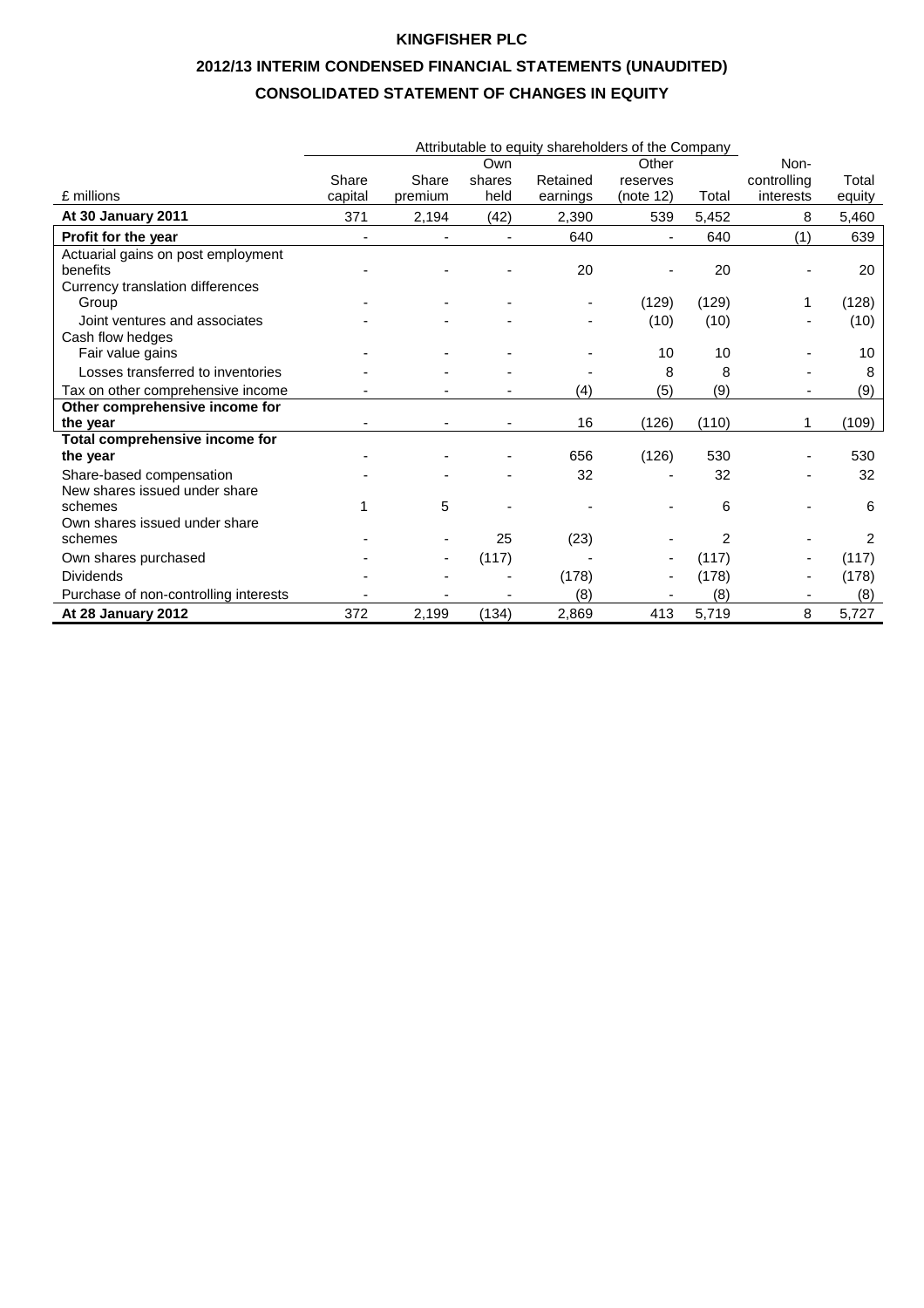# KINGFISHER PLC

## 2012/13 INTERIM CONDENSED FINANCIAL STATEMENTS (UNAUDITED)

## CONSOLIDATED STATEMENT OF CHANGES IN EQUITY

| | Attributable to equity shareholders of the Company | | | | | | | |
|---|---|---|---|---|---|---|---|---|
| £ millions | Share capital | Share premium | Own shares held | Retained earnings | Other reserves (note 12) | Total | Non-controlling interests | Total equity |
| **At 30 January 2011** | 371 | 2,194 | (42) | 2,390 | 539 | 5,452 | 8 | 5,460 |
| **Profit for the year** | - | - | - | 640 | - | 640 | (1) | 639 |
| Actuarial gains on post employment benefits | - | - | - | 20 | - | 20 | - | 20 |
| Currency translation differences | | | | | | | | |
| Group | - | - | - | - | (129) | (129) | 1 | (128) |
| Joint ventures and associates | - | - | - | - | (10) | (10) | - | (10) |
| Cash flow hedges | | | | | | | | |
| Fair value gains | - | - | - | - | 10 | 10 | - | 10 |
| Losses transferred to inventories | - | - | - | - | 8 | 8 | - | 8 |
| Tax on other comprehensive income | - | - | - | (4) | (5) | (9) | - | (9) |
| **Other comprehensive income for the year** | - | - | - | 16 | (126) | (110) | 1 | (109) |
| **Total comprehensive income for the year** | - | - | - | 656 | (126) | 530 | - | 530 |
| Share-based compensation | - | - | - | 32 | - | 32 | - | 32 |
| New shares issued under share schemes | 1 | 5 | - | - | - | 6 | - | 6 |
| Own shares issued under share schemes | - | - | 25 | (23) | - | 2 | - | 2 |
| Own shares purchased | - | - | (117) | - | - | (117) | - | (117) |
| Dividends | - | - | - | (178) | - | (178) | - | (178) |
| Purchase of non-controlling interests | - | - | - | (8) | - | (8) | - | (8) |
| **At 28 January 2012** | 372 | 2,199 | (134) | 2,869 | 413 | 5,719 | 8 | 5,727 |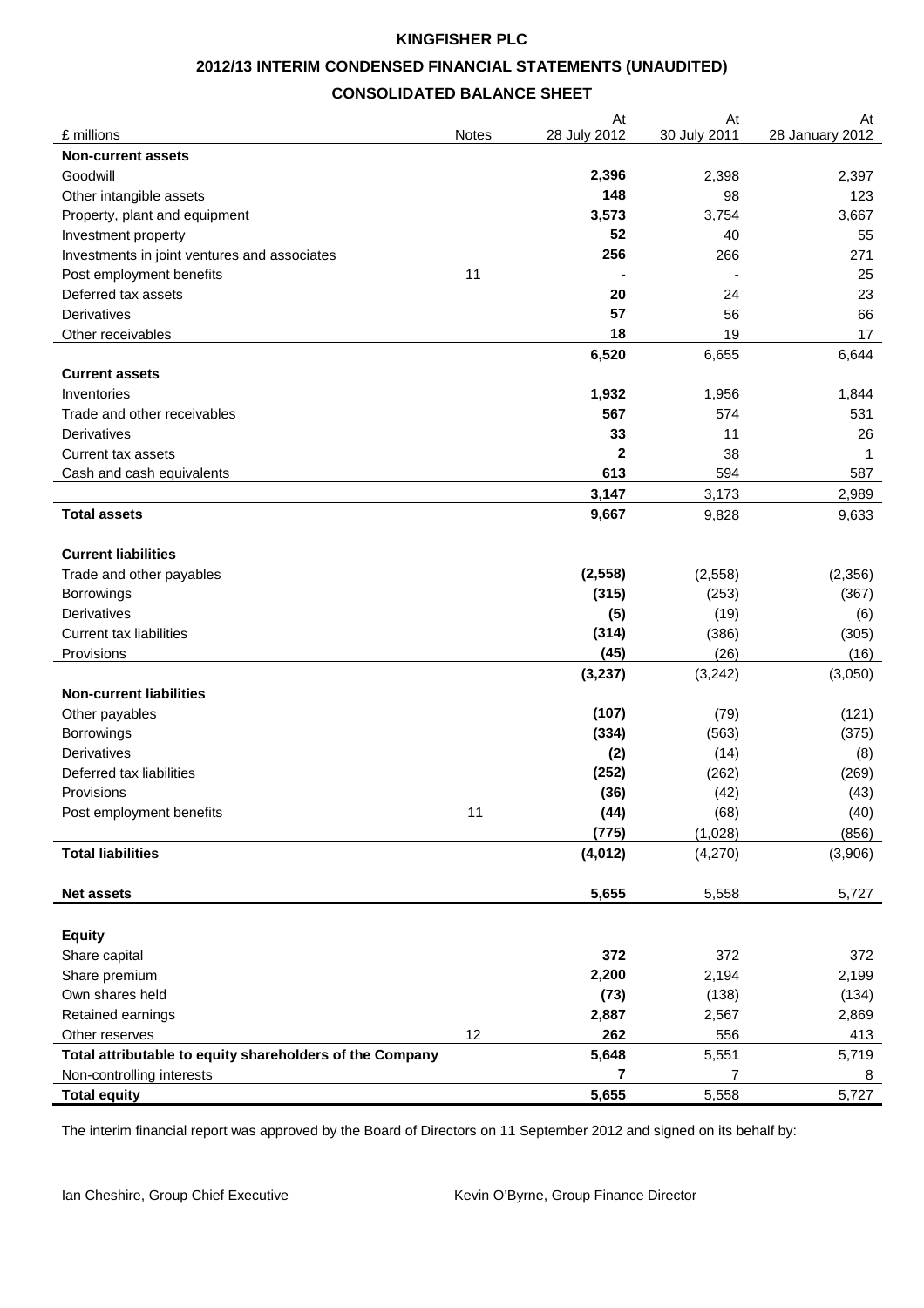**KINGFISHER PLC**

**2012/13 INTERIM CONDENSED FINANCIAL STATEMENTS (UNAUDITED)**

**CONSOLIDATED BALANCE SHEET**

| £ millions | Notes | At 28 July 2012 | At 30 July 2011 | At 28 January 2012 |
|---|---|---|---|---|
| **Non-current assets** | | | | |
| Goodwill | | **2,396** | 2,398 | 2,397 |
| Other intangible assets | | **148** | 98 | 123 |
| Property, plant and equipment | | **3,573** | 3,754 | 3,667 |
| Investment property | | **52** | 40 | 55 |
| Investments in joint ventures and associates | | **256** | 266 | 271 |
| Post employment benefits | 11 | **-** | - | 25 |
| Deferred tax assets | | **20** | 24 | 23 |
| Derivatives | | **57** | 56 | 66 |
| Other receivables | | **18** | 19 | 17 |
| | | **6,520** | 6,655 | 6,644 |
| **Current assets** | | | | |
| Inventories | | **1,932** | 1,956 | 1,844 |
| Trade and other receivables | | **567** | 574 | 531 |
| Derivatives | | **33** | 11 | 26 |
| Current tax assets | | **2** | 38 | 1 |
| Cash and cash equivalents | | **613** | 594 | 587 |
| | | **3,147** | 3,173 | 2,989 |
| **Total assets** | | **9,667** | 9,828 | 9,633 |
| | | | | |
| **Current liabilities** | | | | |
| Trade and other payables | | **(2,558)** | (2,558) | (2,356) |
| Borrowings | | **(315)** | (253) | (367) |
| Derivatives | | **(5)** | (19) | (6) |
| Current tax liabilities | | **(314)** | (386) | (305) |
| Provisions | | **(45)** | (26) | (16) |
| | | **(3,237)** | (3,242) | (3,050) |
| **Non-current liabilities** | | | | |
| Other payables | | **(107)** | (79) | (121) |
| Borrowings | | **(334)** | (563) | (375) |
| Derivatives | | **(2)** | (14) | (8) |
| Deferred tax liabilities | | **(252)** | (262) | (269) |
| Provisions | | **(36)** | (42) | (43) |
| Post employment benefits | 11 | **(44)** | (68) | (40) |
| | | **(775)** | (1,028) | (856) |
| **Total liabilities** | | **(4,012)** | (4,270) | (3,906) |
| | | | | |
| **Net assets** | | **5,655** | 5,558 | 5,727 |
| | | | | |
| **Equity** | | | | |
| Share capital | | **372** | 372 | 372 |
| Share premium | | **2,200** | 2,194 | 2,199 |
| Own shares held | | **(73)** | (138) | (134) |
| Retained earnings | | **2,887** | 2,567 | 2,869 |
| Other reserves | 12 | **262** | 556 | 413 |
| **Total attributable to equity shareholders of the Company** | | **5,648** | 5,551 | 5,719 |
| Non-controlling interests | | **7** | 7 | 8 |
| **Total equity** | | **5,655** | 5,558 | 5,727 |

The interim financial report was approved by the Board of Directors on 11 September 2012 and signed on its behalf by:

Ian Cheshire, Group Chief Executive

Kevin O'Byrne, Group Finance Director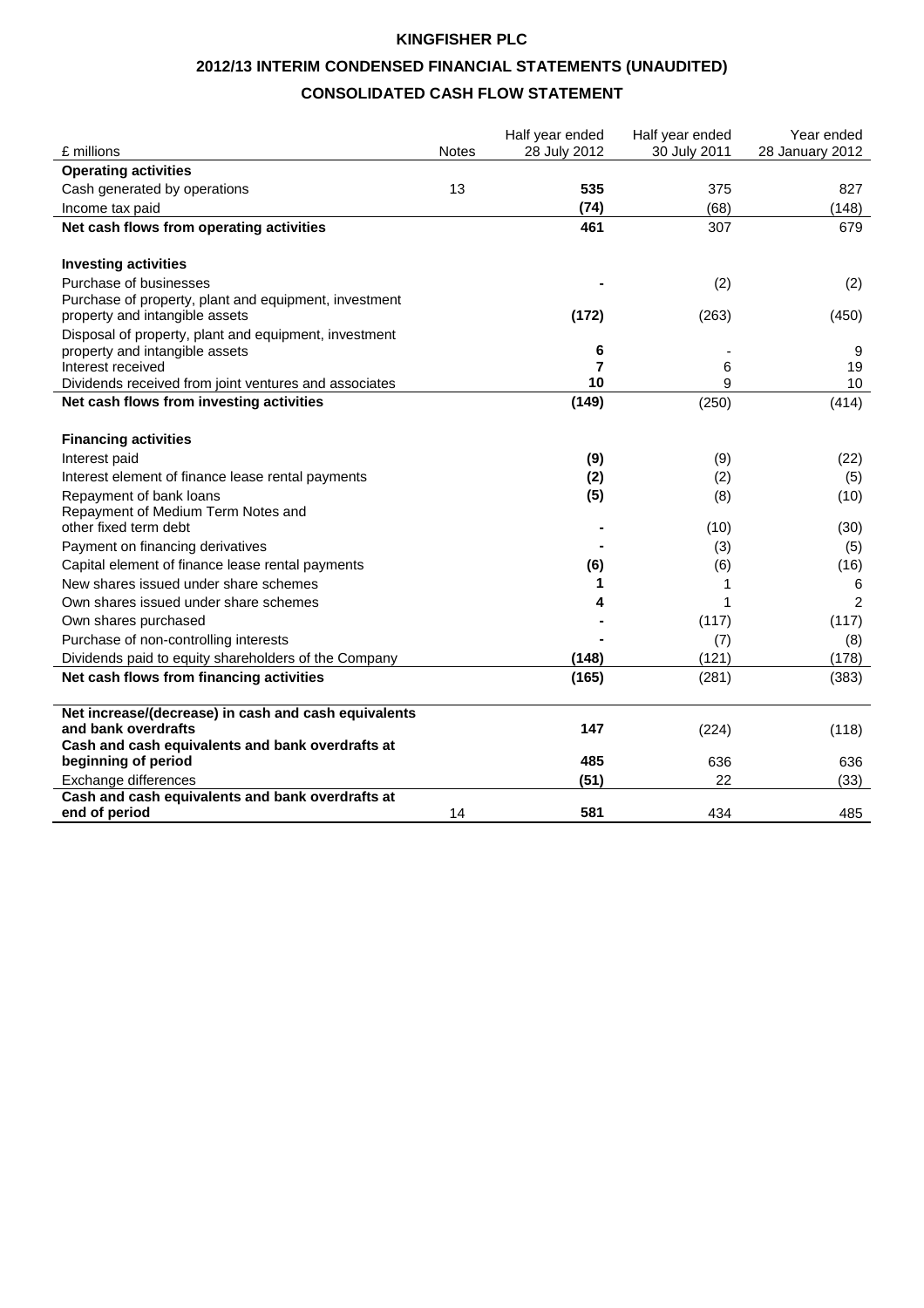**KINGFISHER PLC**

**2012/13 INTERIM CONDENSED FINANCIAL STATEMENTS (UNAUDITED)**

**CONSOLIDATED CASH FLOW STATEMENT**

| £ millions | Notes | Half year ended 28 July 2012 | Half year ended 30 July 2011 | Year ended 28 January 2012 |
|---|---|---|---|---|
| **Operating activities** | | | | |
| Cash generated by operations | 13 | **535** | 375 | 827 |
| Income tax paid | | **(74)** | (68) | (148) |
| **Net cash flows from operating activities** | | **461** | 307 | 679 |
| | | | | |
| **Investing activities** | | | | |
| Purchase of businesses | | **-** | (2) | (2) |
| Purchase of property, plant and equipment, investment property and intangible assets | | **(172)** | (263) | (450) |
| Disposal of property, plant and equipment, investment property and intangible assets | | **6** | - | 9 |
| Interest received | | **7** | 6 | 19 |
| Dividends received from joint ventures and associates | | **10** | 9 | 10 |
| **Net cash flows from investing activities** | | **(149)** | (250) | (414) |
| | | | | |
| **Financing activities** | | | | |
| Interest paid | | **(9)** | (9) | (22) |
| Interest element of finance lease rental payments | | **(2)** | (2) | (5) |
| Repayment of bank loans | | **(5)** | (8) | (10) |
| Repayment of Medium Term Notes and other fixed term debt | | **-** | (10) | (30) |
| Payment on financing derivatives | | **-** | (3) | (5) |
| Capital element of finance lease rental payments | | **(6)** | (6) | (16) |
| New shares issued under share schemes | | **1** | 1 | 6 |
| Own shares issued under share schemes | | **4** | 1 | 2 |
| Own shares purchased | | **-** | (117) | (117) |
| Purchase of non-controlling interests | | **-** | (7) | (8) |
| Dividends paid to equity shareholders of the Company | | **(148)** | (121) | (178) |
| **Net cash flows from financing activities** | | **(165)** | (281) | (383) |
| | | | | |
| **Net increase/(decrease) in cash and cash equivalents and bank overdrafts** | | **147** | (224) | (118) |
| **Cash and cash equivalents and bank overdrafts at beginning of period** | | **485** | 636 | 636 |
| Exchange differences | | **(51)** | 22 | (33) |
| **Cash and cash equivalents and bank overdrafts at end of period** | 14 | **581** | 434 | 485 |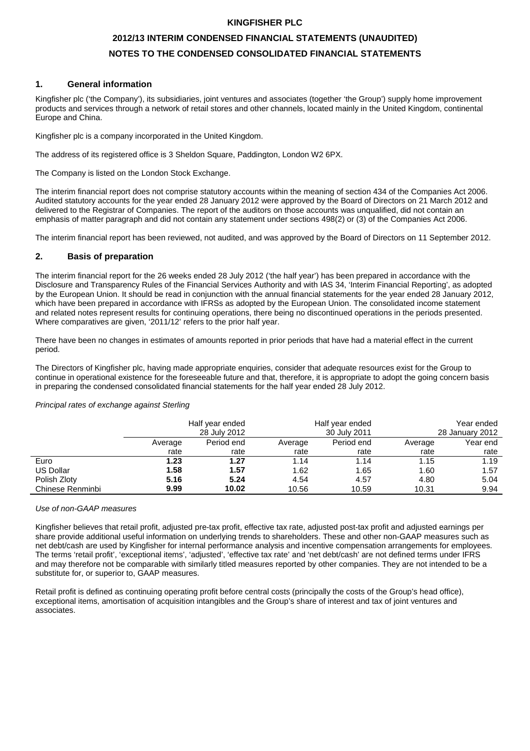# KINGFISHER PLC

## 2012/13 INTERIM CONDENSED FINANCIAL STATEMENTS (UNAUDITED)

## NOTES TO THE CONDENSED CONSOLIDATED FINANCIAL STATEMENTS

### 1. General information

Kingfisher plc ('the Company'), its subsidiaries, joint ventures and associates (together 'the Group') supply home improvement products and services through a network of retail stores and other channels, located mainly in the United Kingdom, continental Europe and China.

Kingfisher plc is a company incorporated in the United Kingdom.

The address of its registered office is 3 Sheldon Square, Paddington, London W2 6PX.

The Company is listed on the London Stock Exchange.

The interim financial report does not comprise statutory accounts within the meaning of section 434 of the Companies Act 2006. Audited statutory accounts for the year ended 28 January 2012 were approved by the Board of Directors on 21 March 2012 and delivered to the Registrar of Companies. The report of the auditors on those accounts was unqualified, did not contain an emphasis of matter paragraph and did not contain any statement under sections 498(2) or (3) of the Companies Act 2006.

The interim financial report has been reviewed, not audited, and was approved by the Board of Directors on 11 September 2012.

### 2. Basis of preparation

The interim financial report for the 26 weeks ended 28 July 2012 ('the half year') has been prepared in accordance with the Disclosure and Transparency Rules of the Financial Services Authority and with IAS 34, 'Interim Financial Reporting', as adopted by the European Union. It should be read in conjunction with the annual financial statements for the year ended 28 January 2012, which have been prepared in accordance with IFRSs as adopted by the European Union. The consolidated income statement and related notes represent results for continuing operations, there being no discontinued operations in the periods presented. Where comparatives are given, '2011/12' refers to the prior half year.

There have been no changes in estimates of amounts reported in prior periods that have had a material effect in the current period.

The Directors of Kingfisher plc, having made appropriate enquiries, consider that adequate resources exist for the Group to continue in operational existence for the foreseeable future and that, therefore, it is appropriate to adopt the going concern basis in preparing the condensed consolidated financial statements for the half year ended 28 July 2012.

*Principal rates of exchange against Sterling*

| | Half year ended 28 July 2012 | | Half year ended 30 July 2011 | | Year ended 28 January 2012 | |
|---|---|---|---|---|---|---|
| | Average rate | Period end rate | Average rate | Period end rate | Average rate | Year end rate |
| Euro | **1.23** | **1.27** | 1.14 | 1.14 | 1.15 | 1.19 |
| US Dollar | **1.58** | **1.57** | 1.62 | 1.65 | 1.60 | 1.57 |
| Polish Zloty | **5.16** | **5.24** | 4.54 | 4.57 | 4.80 | 5.04 |
| Chinese Renminbi | **9.99** | **10.02** | 10.56 | 10.59 | 10.31 | 9.94 |

*Use of non-GAAP measures*

Kingfisher believes that retail profit, adjusted pre-tax profit, effective tax rate, adjusted post-tax profit and adjusted earnings per share provide additional useful information on underlying trends to shareholders. These and other non-GAAP measures such as net debt/cash are used by Kingfisher for internal performance analysis and incentive compensation arrangements for employees. The terms 'retail profit', 'exceptional items', 'adjusted', 'effective tax rate' and 'net debt/cash' are not defined terms under IFRS and may therefore not be comparable with similarly titled measures reported by other companies. They are not intended to be a substitute for, or superior to, GAAP measures.

Retail profit is defined as continuing operating profit before central costs (principally the costs of the Group's head office), exceptional items, amortisation of acquisition intangibles and the Group's share of interest and tax of joint ventures and associates.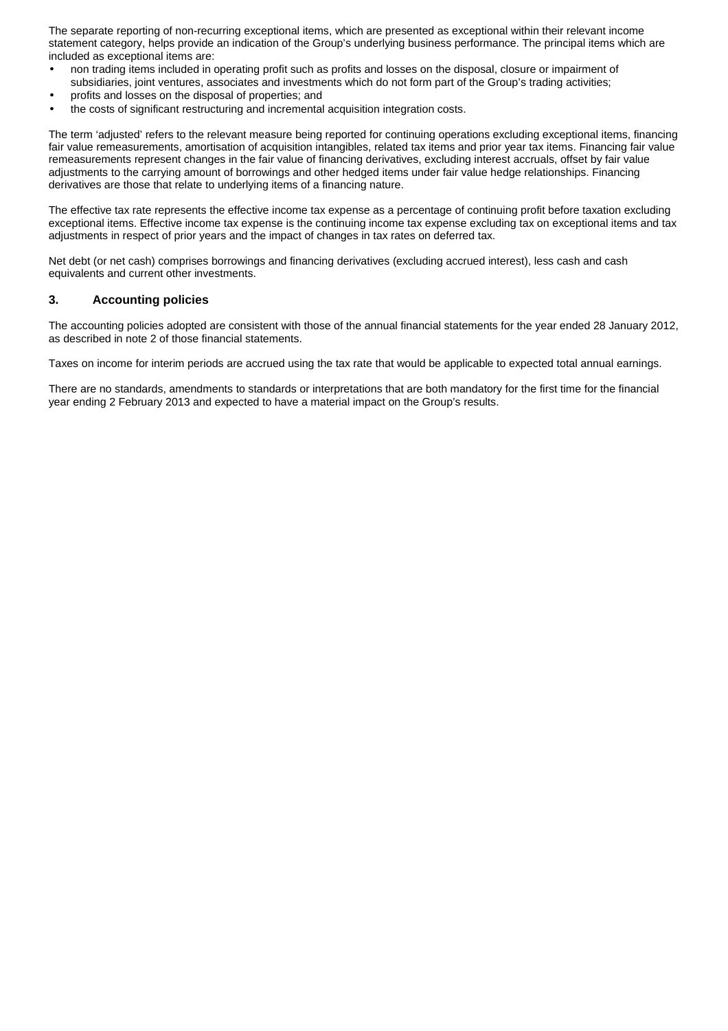The separate reporting of non-recurring exceptional items, which are presented as exceptional within their relevant income statement category, helps provide an indication of the Group's underlying business performance. The principal items which are included as exceptional items are:

- non trading items included in operating profit such as profits and losses on the disposal, closure or impairment of subsidiaries, joint ventures, associates and investments which do not form part of the Group's trading activities;
- profits and losses on the disposal of properties; and
- the costs of significant restructuring and incremental acquisition integration costs.

The term 'adjusted' refers to the relevant measure being reported for continuing operations excluding exceptional items, financing fair value remeasurements, amortisation of acquisition intangibles, related tax items and prior year tax items. Financing fair value remeasurements represent changes in the fair value of financing derivatives, excluding interest accruals, offset by fair value adjustments to the carrying amount of borrowings and other hedged items under fair value hedge relationships. Financing derivatives are those that relate to underlying items of a financing nature.

The effective tax rate represents the effective income tax expense as a percentage of continuing profit before taxation excluding exceptional items. Effective income tax expense is the continuing income tax expense excluding tax on exceptional items and tax adjustments in respect of prior years and the impact of changes in tax rates on deferred tax.

Net debt (or net cash) comprises borrowings and financing derivatives (excluding accrued interest), less cash and cash equivalents and current other investments.

## 3. Accounting policies

The accounting policies adopted are consistent with those of the annual financial statements for the year ended 28 January 2012, as described in note 2 of those financial statements.

Taxes on income for interim periods are accrued using the tax rate that would be applicable to expected total annual earnings.

There are no standards, amendments to standards or interpretations that are both mandatory for the first time for the financial year ending 2 February 2013 and expected to have a material impact on the Group's results.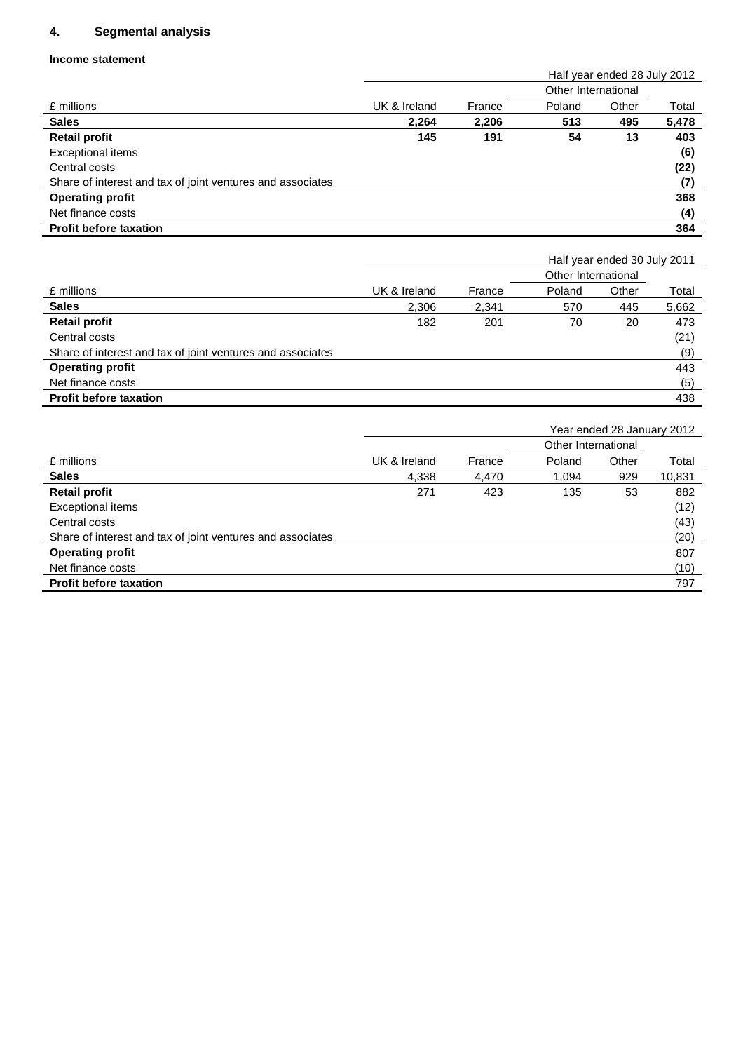## 4. Segmental analysis

### Income statement

| | | | Half year ended 28 July 2012 | | |
|---|---|---|---|---|---|
| | | | Other International | | |
| £ millions | UK & Ireland | France | Poland | Other | Total |
| **Sales** | **2,264** | **2,206** | **513** | **495** | **5,478** |
| **Retail profit** | **145** | **191** | **54** | **13** | **403** |
| Exceptional items | | | | | **(6)** |
| Central costs | | | | | **(22)** |
| Share of interest and tax of joint ventures and associates | | | | | **(7)** |
| **Operating profit** | | | | | **368** |
| Net finance costs | | | | | **(4)** |
| **Profit before taxation** | | | | | **364** |

| | | | Half year ended 30 July 2011 | | |
|---|---|---|---|---|---|
| | | | Other International | | |
| £ millions | UK & Ireland | France | Poland | Other | Total |
| **Sales** | 2,306 | 2,341 | 570 | 445 | 5,662 |
| **Retail profit** | 182 | 201 | 70 | 20 | 473 |
| Central costs | | | | | (21) |
| Share of interest and tax of joint ventures and associates | | | | | (9) |
| **Operating profit** | | | | | 443 |
| Net finance costs | | | | | (5) |
| **Profit before taxation** | | | | | 438 |

| | | | Year ended 28 January 2012 | | |
|---|---|---|---|---|---|
| | | | Other International | | |
| £ millions | UK & Ireland | France | Poland | Other | Total |
| **Sales** | 4,338 | 4,470 | 1,094 | 929 | 10,831 |
| **Retail profit** | 271 | 423 | 135 | 53 | 882 |
| Exceptional items | | | | | (12) |
| Central costs | | | | | (43) |
| Share of interest and tax of joint ventures and associates | | | | | (20) |
| **Operating profit** | | | | | 807 |
| Net finance costs | | | | | (10) |
| **Profit before taxation** | | | | | 797 |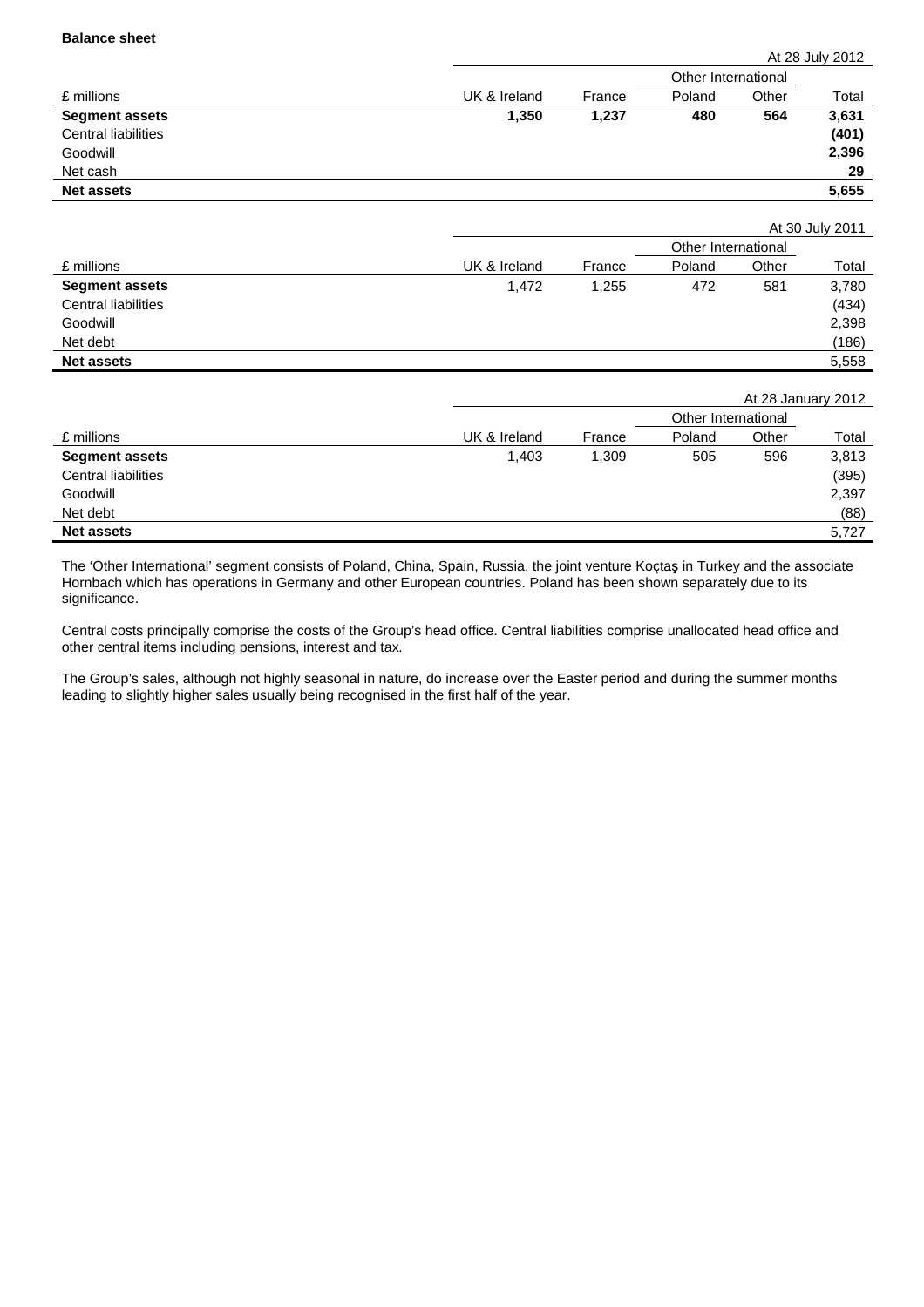**Balance sheet**

| £ millions | UK & Ireland | France | Other International | | Total |
|---|---|---|---|---|---|
| | | | Poland | Other | At 28 July 2012 |
| **Segment assets** | **1,350** | **1,237** | **480** | **564** | **3,631** |
| Central liabilities | | | | | **(401)** |
| Goodwill | | | | | **2,396** |
| Net cash | | | | | **29** |
| **Net assets** | | | | | **5,655** |

| £ millions | UK & Ireland | France | Other International | | Total |
|---|---|---|---|---|---|
| | | | Poland | Other | At 30 July 2011 |
| **Segment assets** | 1,472 | 1,255 | 472 | 581 | 3,780 |
| Central liabilities | | | | | (434) |
| Goodwill | | | | | 2,398 |
| Net debt | | | | | (186) |
| **Net assets** | | | | | 5,558 |

| £ millions | UK & Ireland | France | Other International | | Total |
|---|---|---|---|---|---|
| | | | Poland | Other | At 28 January 2012 |
| **Segment assets** | 1,403 | 1,309 | 505 | 596 | 3,813 |
| Central liabilities | | | | | (395) |
| Goodwill | | | | | 2,397 |
| Net debt | | | | | (88) |
| **Net assets** | | | | | 5,727 |

The 'Other International' segment consists of Poland, China, Spain, Russia, the joint venture Koçtaş in Turkey and the associate Hornbach which has operations in Germany and other European countries. Poland has been shown separately due to its significance.

Central costs principally comprise the costs of the Group's head office. Central liabilities comprise unallocated head office and other central items including pensions, interest and tax.

The Group's sales, although not highly seasonal in nature, do increase over the Easter period and during the summer months leading to slightly higher sales usually being recognised in the first half of the year.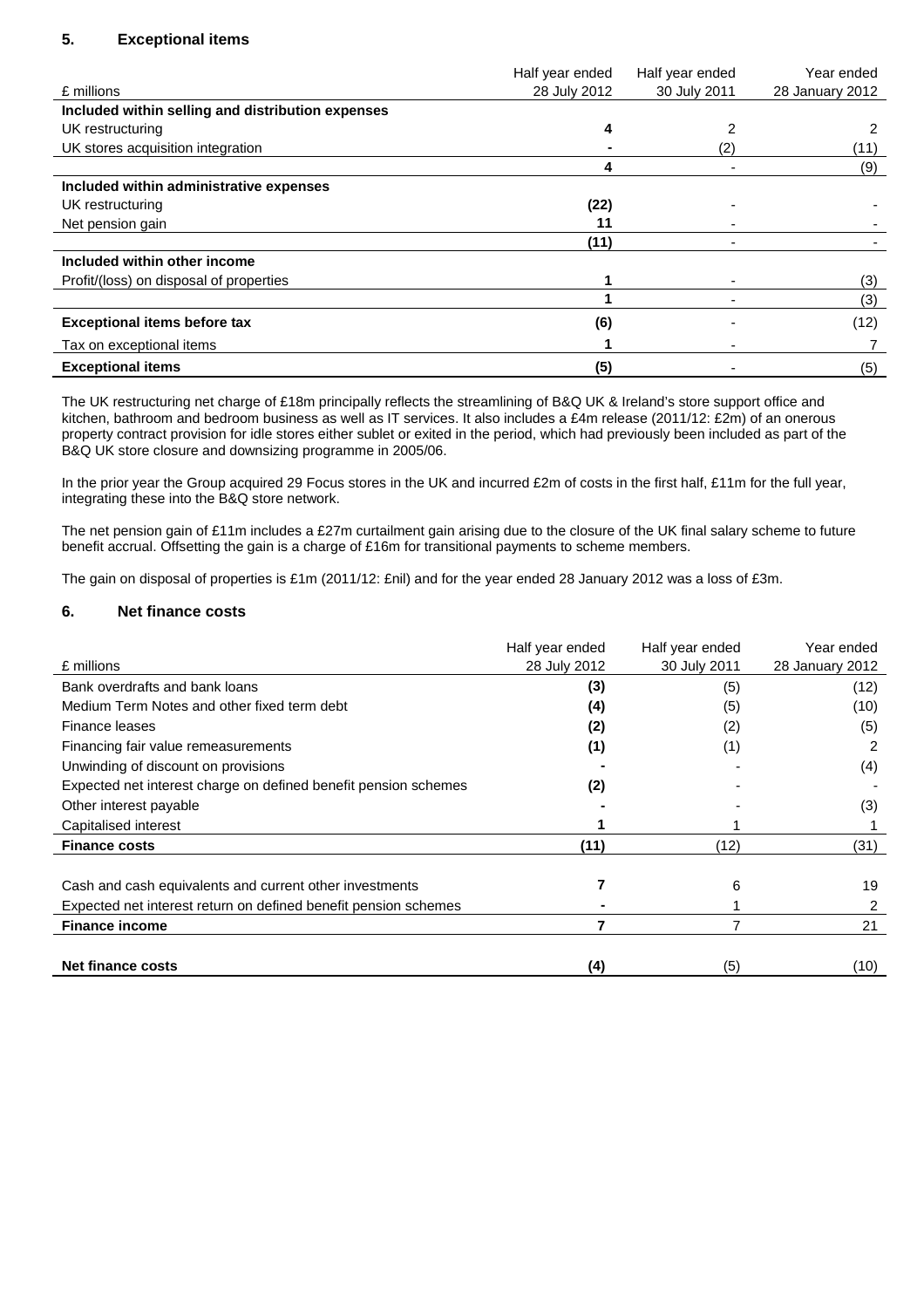## 5. Exceptional items

| £ millions | Half year ended 28 July 2012 | Half year ended 30 July 2011 | Year ended 28 January 2012 |
|---|---|---|---|
| **Included within selling and distribution expenses** | | | |
| UK restructuring | **4** | 2 | 2 |
| UK stores acquisition integration | **-** | (2) | (11) |
| | **4** | - | (9) |
| **Included within administrative expenses** | | | |
| UK restructuring | **(22)** | - | - |
| Net pension gain | **11** | - | - |
| | **(11)** | - | - |
| **Included within other income** | | | |
| Profit/(loss) on disposal of properties | **1** | - | (3) |
| | **1** | - | (3) |
| **Exceptional items before tax** | **(6)** | - | (12) |
| Tax on exceptional items | **1** | - | 7 |
| **Exceptional items** | **(5)** | - | (5) |

The UK restructuring net charge of £18m principally reflects the streamlining of B&Q UK & Ireland's store support office and kitchen, bathroom and bedroom business as well as IT services. It also includes a £4m release (2011/12: £2m) of an onerous property contract provision for idle stores either sublet or exited in the period, which had previously been included as part of the B&Q UK store closure and downsizing programme in 2005/06.

In the prior year the Group acquired 29 Focus stores in the UK and incurred £2m of costs in the first half, £11m for the full year, integrating these into the B&Q store network.

The net pension gain of £11m includes a £27m curtailment gain arising due to the closure of the UK final salary scheme to future benefit accrual. Offsetting the gain is a charge of £16m for transitional payments to scheme members.

The gain on disposal of properties is £1m (2011/12: £nil) and for the year ended 28 January 2012 was a loss of £3m.

## 6. Net finance costs

| £ millions | Half year ended 28 July 2012 | Half year ended 30 July 2011 | Year ended 28 January 2012 |
|---|---|---|---|
| Bank overdrafts and bank loans | **(3)** | (5) | (12) |
| Medium Term Notes and other fixed term debt | **(4)** | (5) | (10) |
| Finance leases | **(2)** | (2) | (5) |
| Financing fair value remeasurements | **(1)** | (1) | 2 |
| Unwinding of discount on provisions | **-** | - | (4) |
| Expected net interest charge on defined benefit pension schemes | **(2)** | - | - |
| Other interest payable | **-** | - | (3) |
| Capitalised interest | **1** | 1 | 1 |
| **Finance costs** | **(11)** | (12) | (31) |
| | | | |
| Cash and cash equivalents and current other investments | **7** | 6 | 19 |
| Expected net interest return on defined benefit pension schemes | **-** | 1 | 2 |
| **Finance income** | **7** | 7 | 21 |
| | | | |
| **Net finance costs** | **(4)** | (5) | (10) |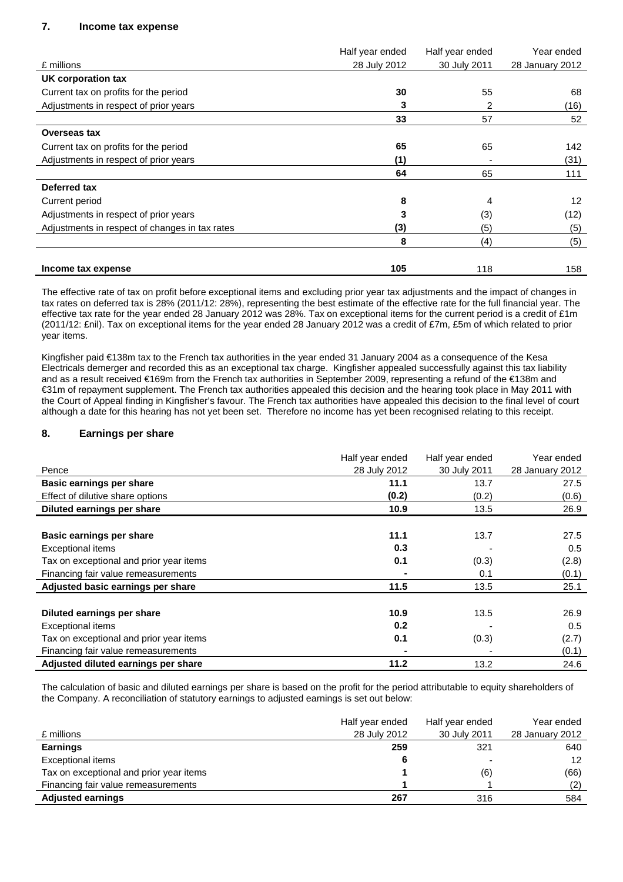## 7. Income tax expense

| £ millions | Half year ended 28 July 2012 | Half year ended 30 July 2011 | Year ended 28 January 2012 |
|---|---|---|---|
| **UK corporation tax** | | | |
| Current tax on profits for the period | **30** | 55 | 68 |
| Adjustments in respect of prior years | **3** | 2 | (16) |
| | **33** | 57 | 52 |
| **Overseas tax** | | | |
| Current tax on profits for the period | **65** | 65 | 142 |
| Adjustments in respect of prior years | **(1)** | - | (31) |
| | **64** | 65 | 111 |
| **Deferred tax** | | | |
| Current period | **8** | 4 | 12 |
| Adjustments in respect of prior years | **3** | (3) | (12) |
| Adjustments in respect of changes in tax rates | **(3)** | (5) | (5) |
| | **8** | (4) | (5) |
| **Income tax expense** | **105** | 118 | 158 |

The effective rate of tax on profit before exceptional items and excluding prior year tax adjustments and the impact of changes in tax rates on deferred tax is 28% (2011/12: 28%), representing the best estimate of the effective rate for the full financial year. The effective tax rate for the year ended 28 January 2012 was 28%. Tax on exceptional items for the current period is a credit of £1m (2011/12: £nil). Tax on exceptional items for the year ended 28 January 2012 was a credit of £7m, £5m of which related to prior year items.

Kingfisher paid €138m tax to the French tax authorities in the year ended 31 January 2004 as a consequence of the Kesa Electricals demerger and recorded this as an exceptional tax charge. Kingfisher appealed successfully against this tax liability and as a result received €169m from the French tax authorities in September 2009, representing a refund of the €138m and €31m of repayment supplement. The French tax authorities appealed this decision and the hearing took place in May 2011 with the Court of Appeal finding in Kingfisher's favour. The French tax authorities have appealed this decision to the final level of court although a date for this hearing has not yet been set. Therefore no income has yet been recognised relating to this receipt.

## 8. Earnings per share

| Pence | Half year ended 28 July 2012 | Half year ended 30 July 2011 | Year ended 28 January 2012 |
|---|---|---|---|
| **Basic earnings per share** | **11.1** | 13.7 | 27.5 |
| Effect of dilutive share options | **(0.2)** | (0.2) | (0.6) |
| **Diluted earnings per share** | **10.9** | 13.5 | 26.9 |
| | | | |
| **Basic earnings per share** | **11.1** | 13.7 | 27.5 |
| Exceptional items | **0.3** | - | 0.5 |
| Tax on exceptional and prior year items | **0.1** | (0.3) | (2.8) |
| Financing fair value remeasurements | **-** | 0.1 | (0.1) |
| **Adjusted basic earnings per share** | **11.5** | 13.5 | 25.1 |
| | | | |
| **Diluted earnings per share** | **10.9** | 13.5 | 26.9 |
| Exceptional items | **0.2** | - | 0.5 |
| Tax on exceptional and prior year items | **0.1** | (0.3) | (2.7) |
| Financing fair value remeasurements | **-** | - | (0.1) |
| **Adjusted diluted earnings per share** | **11.2** | 13.2 | 24.6 |

The calculation of basic and diluted earnings per share is based on the profit for the period attributable to equity shareholders of the Company. A reconciliation of statutory earnings to adjusted earnings is set out below:

| £ millions | Half year ended 28 July 2012 | Half year ended 30 July 2011 | Year ended 28 January 2012 |
|---|---|---|---|
| **Earnings** | **259** | 321 | 640 |
| Exceptional items | **6** | - | 12 |
| Tax on exceptional and prior year items | **1** | (6) | (66) |
| Financing fair value remeasurements | **1** | 1 | (2) |
| **Adjusted earnings** | **267** | 316 | 584 |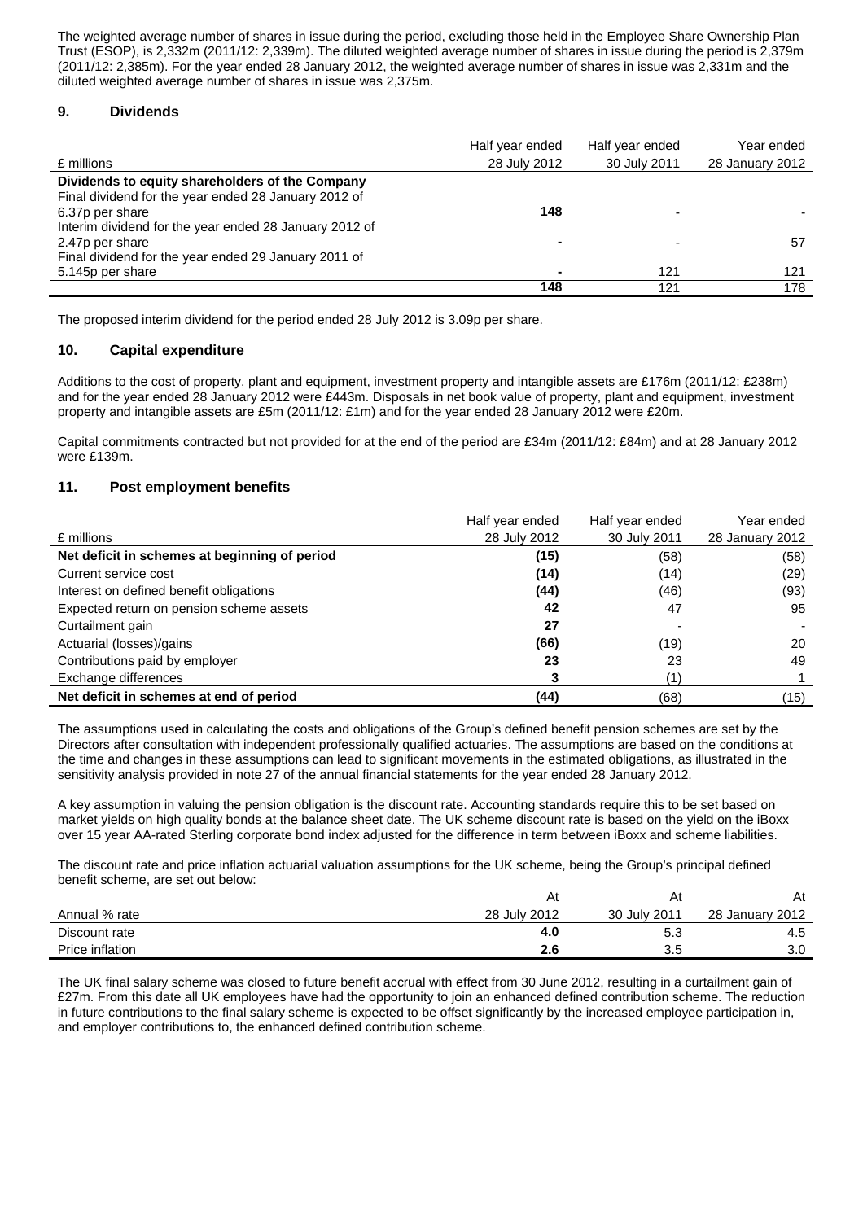The weighted average number of shares in issue during the period, excluding those held in the Employee Share Ownership Plan Trust (ESOP), is 2,332m (2011/12: 2,339m). The diluted weighted average number of shares in issue during the period is 2,379m (2011/12: 2,385m). For the year ended 28 January 2012, the weighted average number of shares in issue was 2,331m and the diluted weighted average number of shares in issue was 2,375m.

## 9. Dividends

| £ millions | Half year ended 28 July 2012 | Half year ended 30 July 2011 | Year ended 28 January 2012 |
|---|---|---|---|
| **Dividends to equity shareholders of the Company** | | | |
| Final dividend for the year ended 28 January 2012 of 6.37p per share | **148** | - | - |
| Interim dividend for the year ended 28 January 2012 of 2.47p per share | **-** | - | 57 |
| Final dividend for the year ended 29 January 2011 of 5.145p per share | **-** | 121 | 121 |
| | **148** | 121 | 178 |

The proposed interim dividend for the period ended 28 July 2012 is 3.09p per share.

## 10. Capital expenditure

Additions to the cost of property, plant and equipment, investment property and intangible assets are £176m (2011/12: £238m) and for the year ended 28 January 2012 were £443m. Disposals in net book value of property, plant and equipment, investment property and intangible assets are £5m (2011/12: £1m) and for the year ended 28 January 2012 were £20m.

Capital commitments contracted but not provided for at the end of the period are £34m (2011/12: £84m) and at 28 January 2012 were £139m.

## 11. Post employment benefits

| £ millions | Half year ended 28 July 2012 | Half year ended 30 July 2011 | Year ended 28 January 2012 |
|---|---|---|---|
| **Net deficit in schemes at beginning of period** | **(15)** | (58) | (58) |
| Current service cost | **(14)** | (14) | (29) |
| Interest on defined benefit obligations | **(44)** | (46) | (93) |
| Expected return on pension scheme assets | **42** | 47 | 95 |
| Curtailment gain | **27** | - | - |
| Actuarial (losses)/gains | **(66)** | (19) | 20 |
| Contributions paid by employer | **23** | 23 | 49 |
| Exchange differences | **3** | (1) | 1 |
| **Net deficit in schemes at end of period** | **(44)** | (68) | (15) |

The assumptions used in calculating the costs and obligations of the Group's defined benefit pension schemes are set by the Directors after consultation with independent professionally qualified actuaries. The assumptions are based on the conditions at the time and changes in these assumptions can lead to significant movements in the estimated obligations, as illustrated in the sensitivity analysis provided in note 27 of the annual financial statements for the year ended 28 January 2012.

A key assumption in valuing the pension obligation is the discount rate. Accounting standards require this to be set based on market yields on high quality bonds at the balance sheet date. The UK scheme discount rate is based on the yield on the iBoxx over 15 year AA-rated Sterling corporate bond index adjusted for the difference in term between iBoxx and scheme liabilities.

The discount rate and price inflation actuarial valuation assumptions for the UK scheme, being the Group's principal defined benefit scheme, are set out below:

| Annual % rate | At 28 July 2012 | At 30 July 2011 | At 28 January 2012 |
|---|---|---|---|
| Discount rate | **4.0** | 5.3 | 4.5 |
| Price inflation | **2.6** | 3.5 | 3.0 |

The UK final salary scheme was closed to future benefit accrual with effect from 30 June 2012, resulting in a curtailment gain of £27m. From this date all UK employees have had the opportunity to join an enhanced defined contribution scheme. The reduction in future contributions to the final salary scheme is expected to be offset significantly by the increased employee participation in, and employer contributions to, the enhanced defined contribution scheme.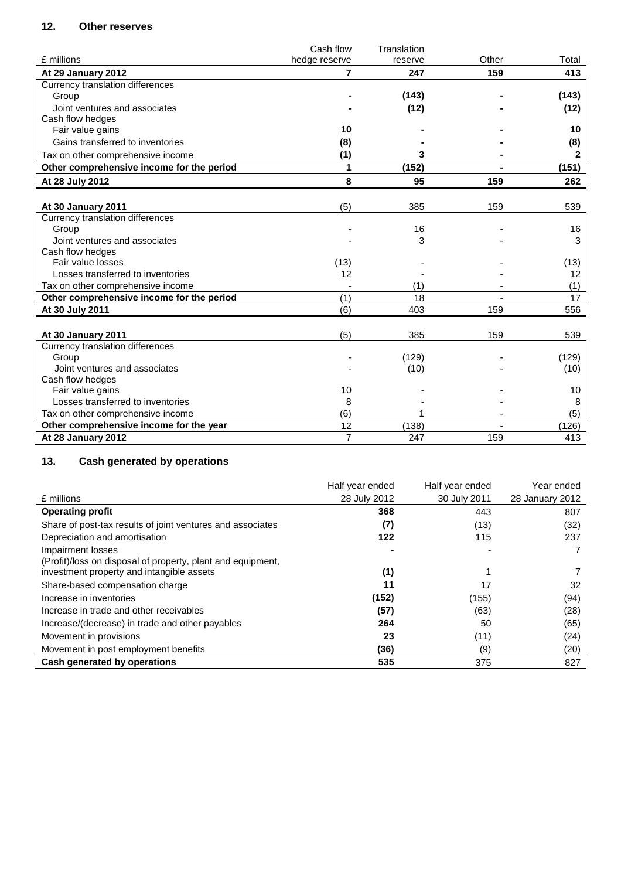## 12. Other reserves

| £ millions | Cash flow hedge reserve | Translation reserve | Other | Total |
|---|---|---|---|---|
| **At 29 January 2012** | **7** | **247** | **159** | **413** |
| Currency translation differences | | | | |
| Group | **-** | **(143)** | **-** | **(143)** |
| Joint ventures and associates | **-** | **(12)** | **-** | **(12)** |
| Cash flow hedges | | | | |
| Fair value gains | **10** | **-** | **-** | **10** |
| Gains transferred to inventories | **(8)** | **-** | **-** | **(8)** |
| Tax on other comprehensive income | **(1)** | **3** | **-** | **2** |
| **Other comprehensive income for the period** | **1** | **(152)** | **-** | **(151)** |
| **At 28 July 2012** | **8** | **95** | **159** | **262** |
| | | | | |
| **At 30 January 2011** | (5) | 385 | 159 | 539 |
| Currency translation differences | | | | |
| Group | - | 16 | - | 16 |
| Joint ventures and associates | - | 3 | - | 3 |
| Cash flow hedges | | | | |
| Fair value losses | (13) | - | - | (13) |
| Losses transferred to inventories | 12 | - | - | 12 |
| Tax on other comprehensive income | - | (1) | - | (1) |
| **Other comprehensive income for the period** | (1) | 18 | - | 17 |
| **At 30 July 2011** | (6) | 403 | 159 | 556 |
| | | | | |
| **At 30 January 2011** | (5) | 385 | 159 | 539 |
| Currency translation differences | | | | |
| Group | - | (129) | - | (129) |
| Joint ventures and associates | - | (10) | - | (10) |
| Cash flow hedges | | | | |
| Fair value gains | 10 | - | - | 10 |
| Losses transferred to inventories | 8 | - | - | 8 |
| Tax on other comprehensive income | (6) | 1 | - | (5) |
| **Other comprehensive income for the year** | 12 | (138) | - | (126) |
| **At 28 January 2012** | 7 | 247 | 159 | 413 |

## 13. Cash generated by operations

| £ millions | Half year ended 28 July 2012 | Half year ended 30 July 2011 | Year ended 28 January 2012 |
|---|---|---|---|
| **Operating profit** | **368** | 443 | 807 |
| Share of post-tax results of joint ventures and associates | **(7)** | (13) | (32) |
| Depreciation and amortisation | **122** | 115 | 237 |
| Impairment losses | **-** | - | 7 |
| (Profit)/loss on disposal of property, plant and equipment, investment property and intangible assets | **(1)** | 1 | 7 |
| Share-based compensation charge | **11** | 17 | 32 |
| Increase in inventories | **(152)** | (155) | (94) |
| Increase in trade and other receivables | **(57)** | (63) | (28) |
| Increase/(decrease) in trade and other payables | **264** | 50 | (65) |
| Movement in provisions | **23** | (11) | (24) |
| Movement in post employment benefits | **(36)** | (9) | (20) |
| **Cash generated by operations** | **535** | 375 | 827 |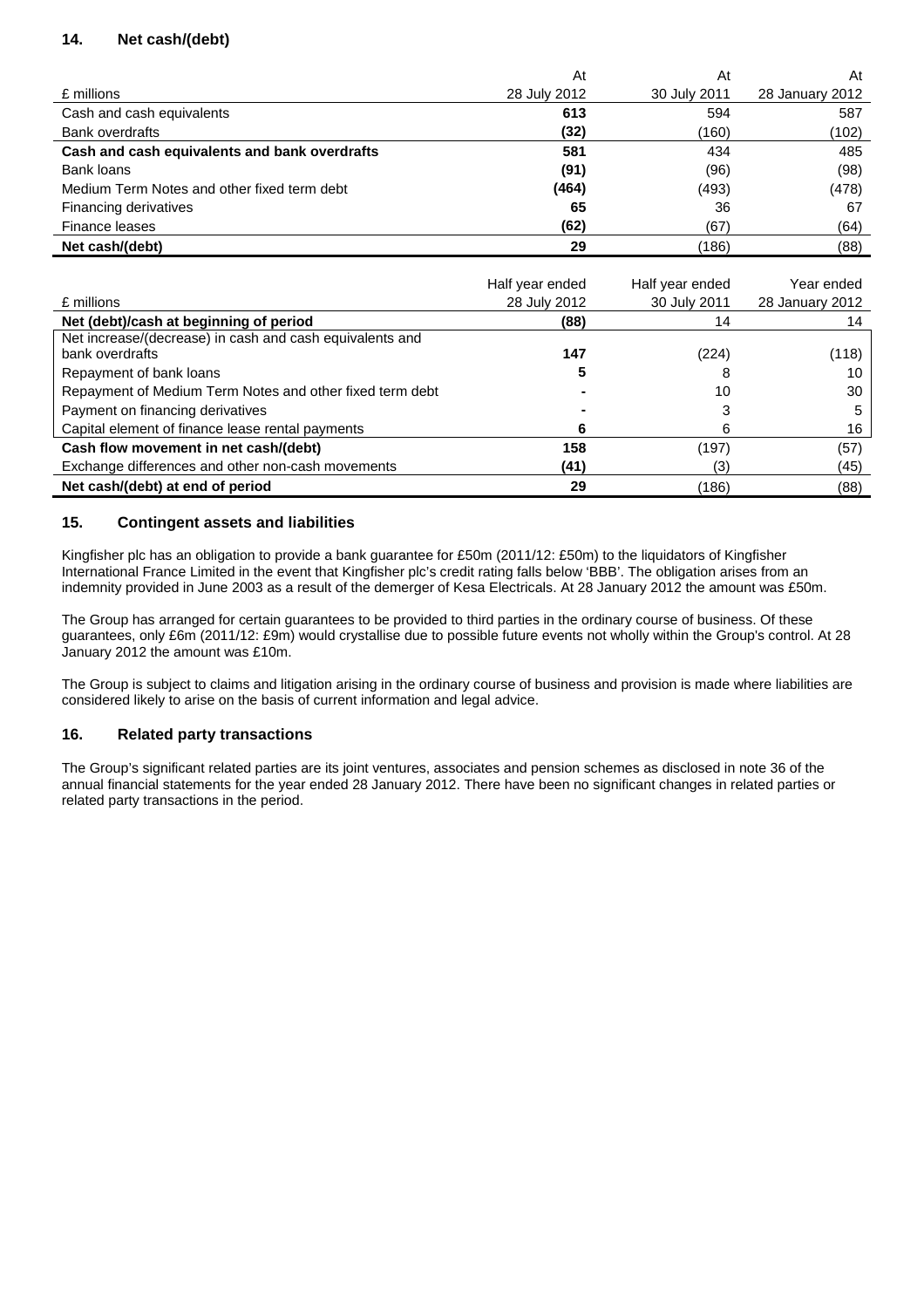## 14. Net cash/(debt)

| £ millions | At 28 July 2012 | At 30 July 2011 | At 28 January 2012 |
|---|---|---|---|
| Cash and cash equivalents | **613** | 594 | 587 |
| Bank overdrafts | **(32)** | (160) | (102) |
| **Cash and cash equivalents and bank overdrafts** | **581** | 434 | 485 |
| Bank loans | **(91)** | (96) | (98) |
| Medium Term Notes and other fixed term debt | **(464)** | (493) | (478) |
| Financing derivatives | **65** | 36 | 67 |
| Finance leases | **(62)** | (67) | (64) |
| **Net cash/(debt)** | **29** | (186) | (88) |

| £ millions | Half year ended 28 July 2012 | Half year ended 30 July 2011 | Year ended 28 January 2012 |
|---|---|---|---|
| **Net (debt)/cash at beginning of period** | **(88)** | 14 | 14 |
| Net increase/(decrease) in cash and cash equivalents and bank overdrafts | **147** | (224) | (118) |
| Repayment of bank loans | **5** | 8 | 10 |
| Repayment of Medium Term Notes and other fixed term debt | **-** | 10 | 30 |
| Payment on financing derivatives | **-** | 3 | 5 |
| Capital element of finance lease rental payments | **6** | 6 | 16 |
| **Cash flow movement in net cash/(debt)** | **158** | (197) | (57) |
| Exchange differences and other non-cash movements | **(41)** | (3) | (45) |
| **Net cash/(debt) at end of period** | **29** | (186) | (88) |

## 15. Contingent assets and liabilities

Kingfisher plc has an obligation to provide a bank guarantee for £50m (2011/12: £50m) to the liquidators of Kingfisher International France Limited in the event that Kingfisher plc's credit rating falls below 'BBB'. The obligation arises from an indemnity provided in June 2003 as a result of the demerger of Kesa Electricals. At 28 January 2012 the amount was £50m.

The Group has arranged for certain guarantees to be provided to third parties in the ordinary course of business. Of these guarantees, only £6m (2011/12: £9m) would crystallise due to possible future events not wholly within the Group's control. At 28 January 2012 the amount was £10m.

The Group is subject to claims and litigation arising in the ordinary course of business and provision is made where liabilities are considered likely to arise on the basis of current information and legal advice.

## 16. Related party transactions

The Group's significant related parties are its joint ventures, associates and pension schemes as disclosed in note 36 of the annual financial statements for the year ended 28 January 2012. There have been no significant changes in related parties or related party transactions in the period.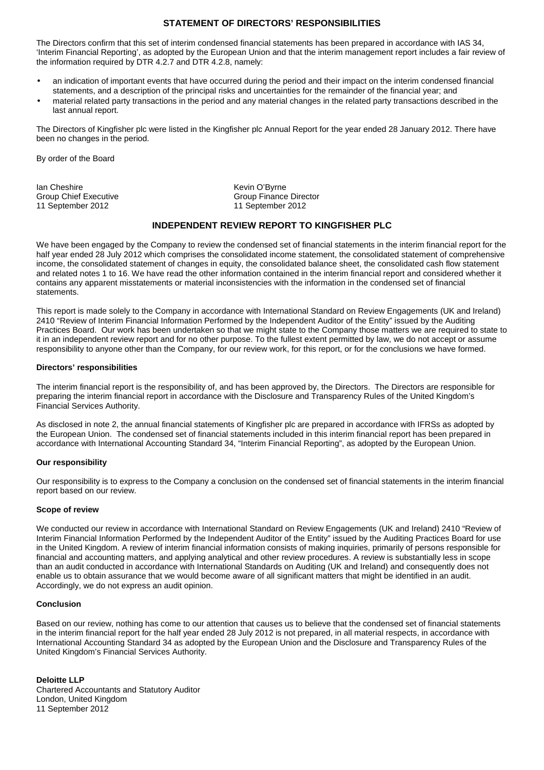## STATEMENT OF DIRECTORS' RESPONSIBILITIES

The Directors confirm that this set of interim condensed financial statements has been prepared in accordance with IAS 34, 'Interim Financial Reporting', as adopted by the European Union and that the interim management report includes a fair review of the information required by DTR 4.2.7 and DTR 4.2.8, namely:

- an indication of important events that have occurred during the period and their impact on the interim condensed financial statements, and a description of the principal risks and uncertainties for the remainder of the financial year; and
- material related party transactions in the period and any material changes in the related party transactions described in the last annual report.

The Directors of Kingfisher plc were listed in the Kingfisher plc Annual Report for the year ended 28 January 2012. There have been no changes in the period.

By order of the Board

Ian Cheshire
Group Chief Executive
11 September 2012

Kevin O'Byrne
Group Finance Director
11 September 2012

## INDEPENDENT REVIEW REPORT TO KINGFISHER PLC

We have been engaged by the Company to review the condensed set of financial statements in the interim financial report for the half year ended 28 July 2012 which comprises the consolidated income statement, the consolidated statement of comprehensive income, the consolidated statement of changes in equity, the consolidated balance sheet, the consolidated cash flow statement and related notes 1 to 16. We have read the other information contained in the interim financial report and considered whether it contains any apparent misstatements or material inconsistencies with the information in the condensed set of financial statements.

This report is made solely to the Company in accordance with International Standard on Review Engagements (UK and Ireland) 2410 "Review of Interim Financial Information Performed by the Independent Auditor of the Entity" issued by the Auditing Practices Board. Our work has been undertaken so that we might state to the Company those matters we are required to state to it in an independent review report and for no other purpose. To the fullest extent permitted by law, we do not accept or assume responsibility to anyone other than the Company, for our review work, for this report, or for the conclusions we have formed.

**Directors' responsibilities**

The interim financial report is the responsibility of, and has been approved by, the Directors. The Directors are responsible for preparing the interim financial report in accordance with the Disclosure and Transparency Rules of the United Kingdom's Financial Services Authority.

As disclosed in note 2, the annual financial statements of Kingfisher plc are prepared in accordance with IFRSs as adopted by the European Union. The condensed set of financial statements included in this interim financial report has been prepared in accordance with International Accounting Standard 34, "Interim Financial Reporting", as adopted by the European Union.

**Our responsibility**

Our responsibility is to express to the Company a conclusion on the condensed set of financial statements in the interim financial report based on our review.

**Scope of review**

We conducted our review in accordance with International Standard on Review Engagements (UK and Ireland) 2410 "Review of Interim Financial Information Performed by the Independent Auditor of the Entity" issued by the Auditing Practices Board for use in the United Kingdom. A review of interim financial information consists of making inquiries, primarily of persons responsible for financial and accounting matters, and applying analytical and other review procedures. A review is substantially less in scope than an audit conducted in accordance with International Standards on Auditing (UK and Ireland) and consequently does not enable us to obtain assurance that we would become aware of all significant matters that might be identified in an audit. Accordingly, we do not express an audit opinion.

**Conclusion**

Based on our review, nothing has come to our attention that causes us to believe that the condensed set of financial statements in the interim financial report for the half year ended 28 July 2012 is not prepared, in all material respects, in accordance with International Accounting Standard 34 as adopted by the European Union and the Disclosure and Transparency Rules of the United Kingdom's Financial Services Authority.

**Deloitte LLP**
Chartered Accountants and Statutory Auditor
London, United Kingdom
11 September 2012